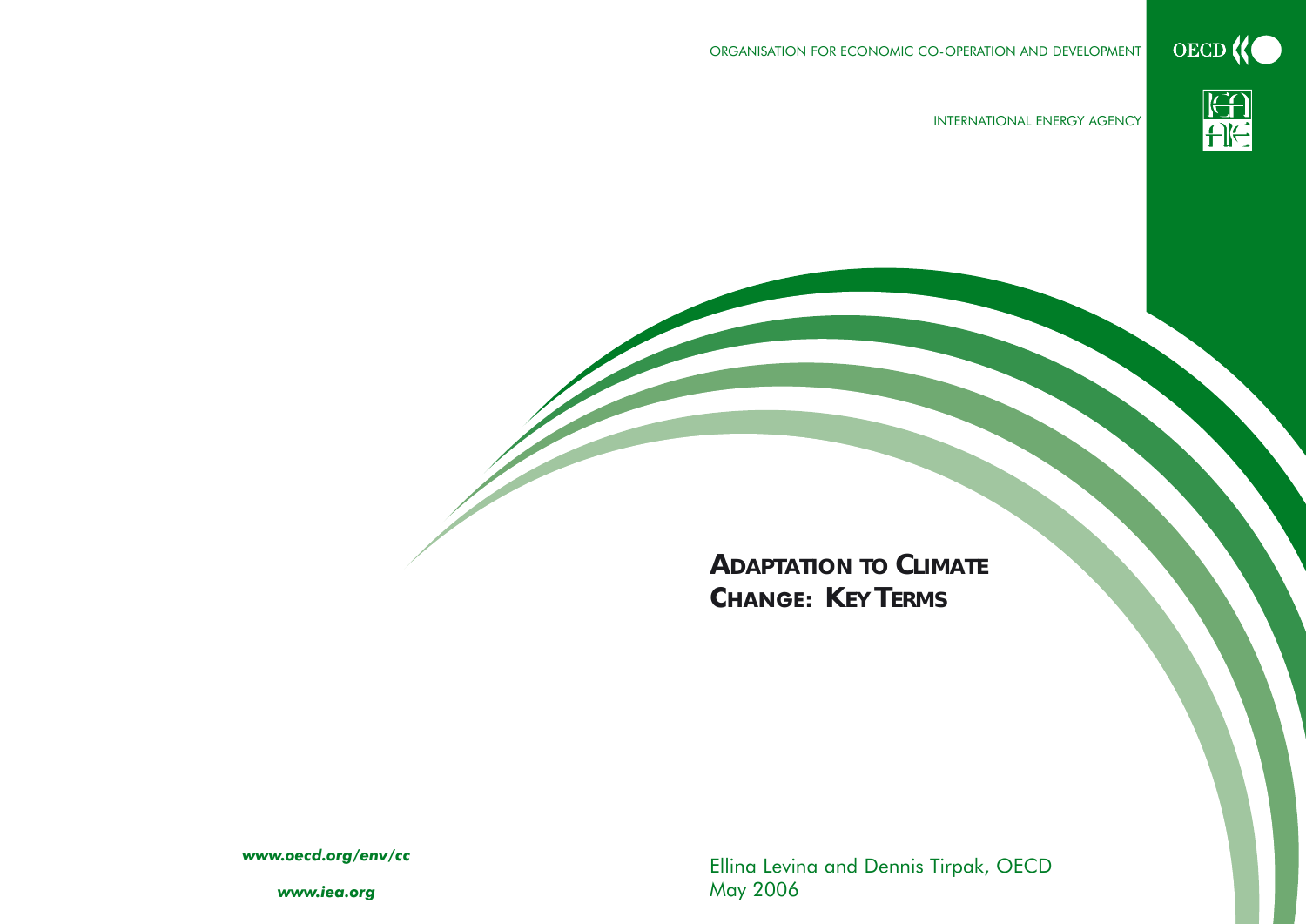ORGANISATION FOR ECONOMIC CO-OPERATION AND DEVELOPMENT

INTERNATIONAL ENERGY AGENCY

# ADAPTATION TO CLIMATE CHANGE: KEY TERMS

Ellina Levina and Dennis Tirpak, OECD
May 2006

***www.oecd.org/env/cc***

***www.iea.org***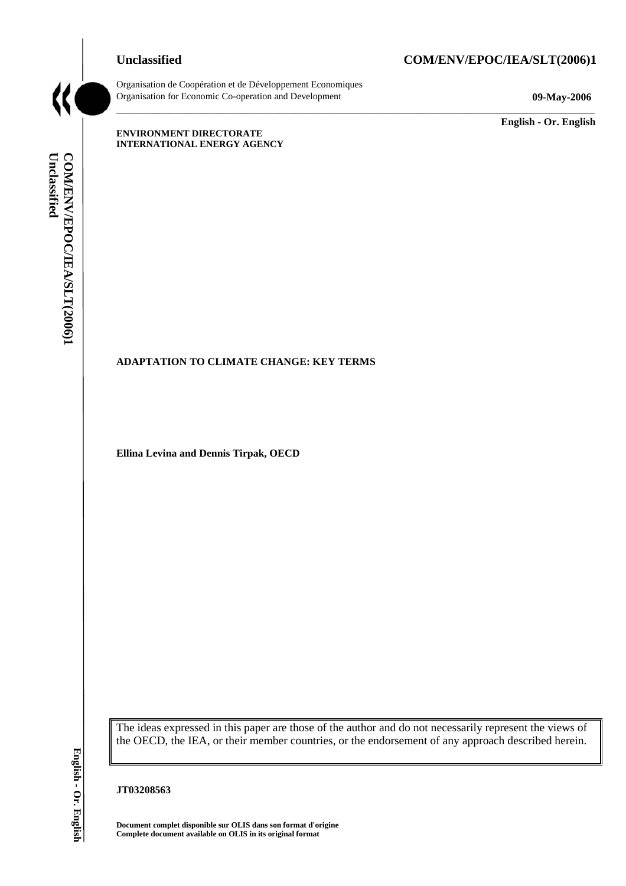Unclassified

COM/ENV/EPOC/IEA/SLT(2006)1

Organisation de Coopération et de Développement Economiques
Organisation for Economic Co-operation and Development

09-May-2006

English - Or. English

**ENVIRONMENT DIRECTORATE**
**INTERNATIONAL ENERGY AGENCY**

# ADAPTATION TO CLIMATE CHANGE: KEY TERMS

**Ellina Levina and Dennis Tirpak, OECD**

The ideas expressed in this paper are those of the author and do not necessarily represent the views of the OECD, the IEA, or their member countries, or the endorsement of any approach described herein.

**JT03208563**

**Document complet disponible sur OLIS dans son format d'origine**
**Complete document available on OLIS in its original format**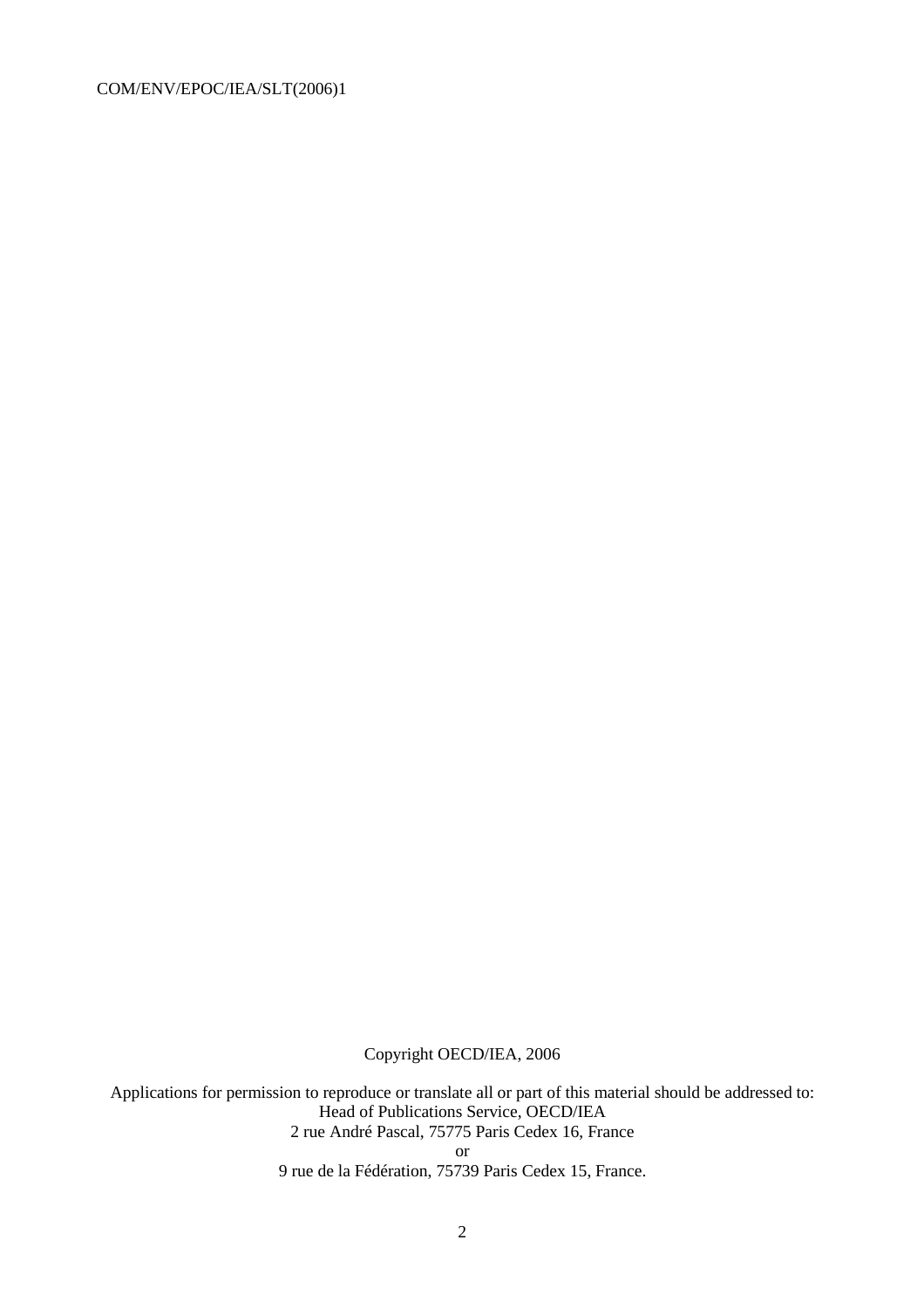Copyright OECD/IEA, 2006

Applications for permission to reproduce or translate all or part of this material should be addressed to:
Head of Publications Service, OECD/IEA
2 rue André Pascal, 75775 Paris Cedex 16, France
or
9 rue de la Fédération, 75739 Paris Cedex 15, France.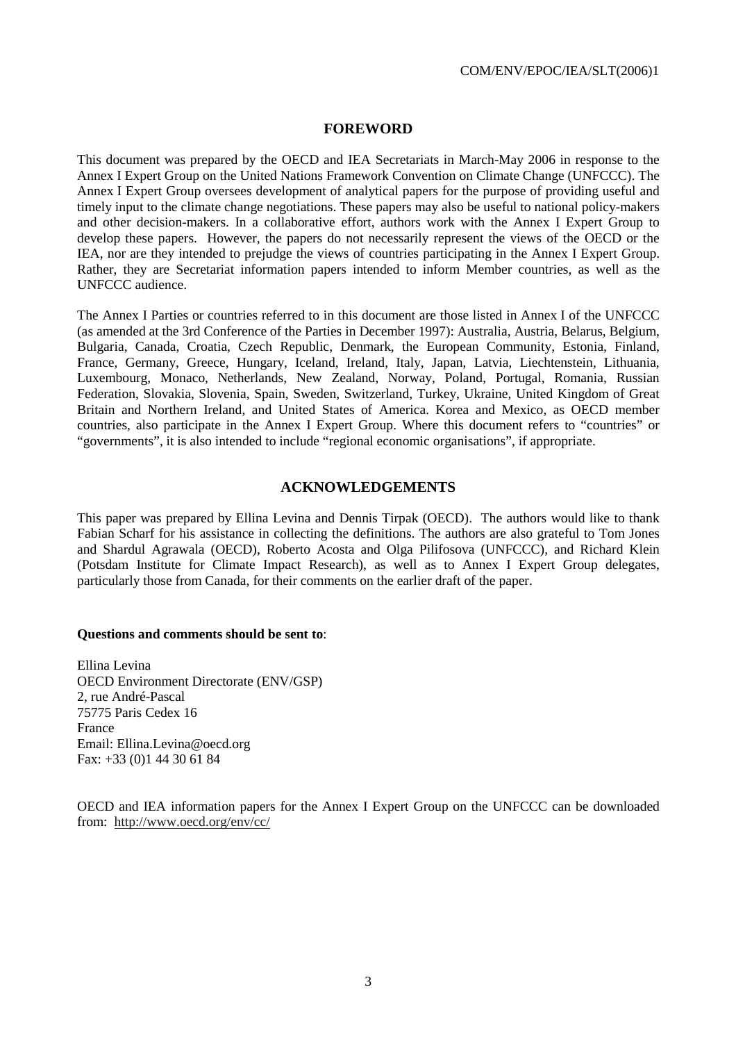## FOREWORD

This document was prepared by the OECD and IEA Secretariats in March-May 2006 in response to the Annex I Expert Group on the United Nations Framework Convention on Climate Change (UNFCCC). The Annex I Expert Group oversees development of analytical papers for the purpose of providing useful and timely input to the climate change negotiations. These papers may also be useful to national policy-makers and other decision-makers. In a collaborative effort, authors work with the Annex I Expert Group to develop these papers. However, the papers do not necessarily represent the views of the OECD or the IEA, nor are they intended to prejudge the views of countries participating in the Annex I Expert Group. Rather, they are Secretariat information papers intended to inform Member countries, as well as the UNFCCC audience.

The Annex I Parties or countries referred to in this document are those listed in Annex I of the UNFCCC (as amended at the 3rd Conference of the Parties in December 1997): Australia, Austria, Belarus, Belgium, Bulgaria, Canada, Croatia, Czech Republic, Denmark, the European Community, Estonia, Finland, France, Germany, Greece, Hungary, Iceland, Ireland, Italy, Japan, Latvia, Liechtenstein, Lithuania, Luxembourg, Monaco, Netherlands, New Zealand, Norway, Poland, Portugal, Romania, Russian Federation, Slovakia, Slovenia, Spain, Sweden, Switzerland, Turkey, Ukraine, United Kingdom of Great Britain and Northern Ireland, and United States of America. Korea and Mexico, as OECD member countries, also participate in the Annex I Expert Group. Where this document refers to "countries" or "governments", it is also intended to include "regional economic organisations", if appropriate.

## ACKNOWLEDGEMENTS

This paper was prepared by Ellina Levina and Dennis Tirpak (OECD). The authors would like to thank Fabian Scharf for his assistance in collecting the definitions. The authors are also grateful to Tom Jones and Shardul Agrawala (OECD), Roberto Acosta and Olga Pilifosova (UNFCCC), and Richard Klein (Potsdam Institute for Climate Impact Research), as well as to Annex I Expert Group delegates, particularly those from Canada, for their comments on the earlier draft of the paper.

**Questions and comments should be sent to**:

Ellina Levina
OECD Environment Directorate (ENV/GSP)
2, rue André-Pascal
75775 Paris Cedex 16
France
Email: Ellina.Levina@oecd.org
Fax: +33 (0)1 44 30 61 84

OECD and IEA information papers for the Annex I Expert Group on the UNFCCC can be downloaded from: http://www.oecd.org/env/cc/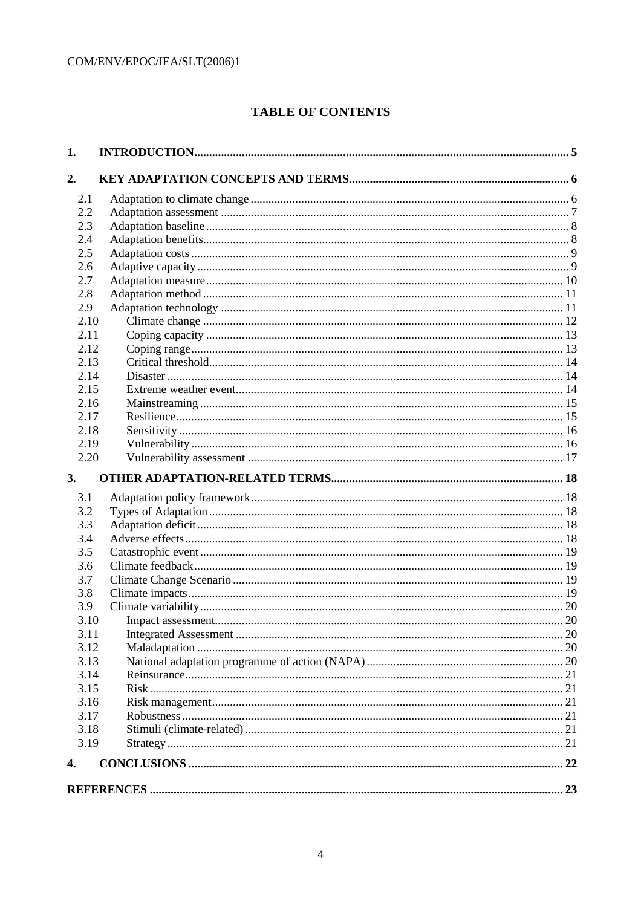## TABLE OF CONTENTS

**1. INTRODUCTION** ..... 5

**2. KEY ADAPTATION CONCEPTS AND TERMS** ..... 6

- 2.1 Adaptation to climate change ..... 6
- 2.2 Adaptation assessment ..... 7
- 2.3 Adaptation baseline ..... 8
- 2.4 Adaptation benefits ..... 8
- 2.5 Adaptation costs ..... 9
- 2.6 Adaptive capacity ..... 9
- 2.7 Adaptation measure ..... 10
- 2.8 Adaptation method ..... 11
- 2.9 Adaptation technology ..... 11
- 2.10 Climate change ..... 12
- 2.11 Coping capacity ..... 13
- 2.12 Coping range ..... 13
- 2.13 Critical threshold ..... 14
- 2.14 Disaster ..... 14
- 2.15 Extreme weather event ..... 14
- 2.16 Mainstreaming ..... 15
- 2.17 Resilience ..... 15
- 2.18 Sensitivity ..... 16
- 2.19 Vulnerability ..... 16
- 2.20 Vulnerability assessment ..... 17

**3. OTHER ADAPTATION-RELATED TERMS** ..... 18

- 3.1 Adaptation policy framework ..... 18
- 3.2 Types of Adaptation ..... 18
- 3.3 Adaptation deficit ..... 18
- 3.4 Adverse effects ..... 18
- 3.5 Catastrophic event ..... 19
- 3.6 Climate feedback ..... 19
- 3.7 Climate Change Scenario ..... 19
- 3.8 Climate impacts ..... 19
- 3.9 Climate variability ..... 20
- 3.10 Impact assessment ..... 20
- 3.11 Integrated Assessment ..... 20
- 3.12 Maladaptation ..... 20
- 3.13 National adaptation programme of action (NAPA) ..... 20
- 3.14 Reinsurance ..... 21
- 3.15 Risk ..... 21
- 3.16 Risk management ..... 21
- 3.17 Robustness ..... 21
- 3.18 Stimuli (climate-related) ..... 21
- 3.19 Strategy ..... 21

**4. CONCLUSIONS** ..... 22

**REFERENCES** ..... 23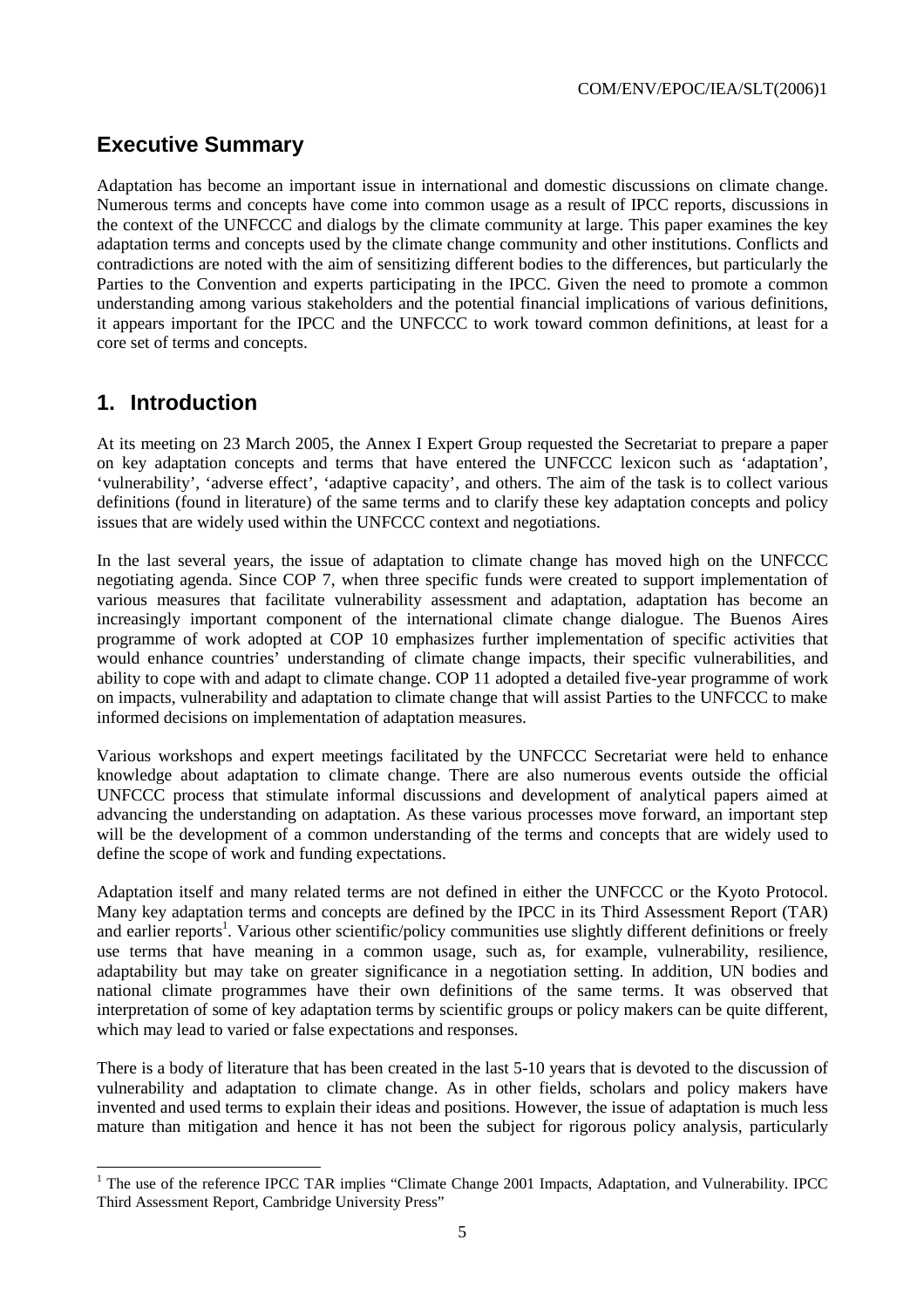## Executive Summary

Adaptation has become an important issue in international and domestic discussions on climate change. Numerous terms and concepts have come into common usage as a result of IPCC reports, discussions in the context of the UNFCCC and dialogs by the climate community at large. This paper examines the key adaptation terms and concepts used by the climate change community and other institutions. Conflicts and contradictions are noted with the aim of sensitizing different bodies to the differences, but particularly the Parties to the Convention and experts participating in the IPCC. Given the need to promote a common understanding among various stakeholders and the potential financial implications of various definitions, it appears important for the IPCC and the UNFCCC to work toward common definitions, at least for a core set of terms and concepts.

## 1. Introduction

At its meeting on 23 March 2005, the Annex I Expert Group requested the Secretariat to prepare a paper on key adaptation concepts and terms that have entered the UNFCCC lexicon such as 'adaptation', 'vulnerability', 'adverse effect', 'adaptive capacity', and others. The aim of the task is to collect various definitions (found in literature) of the same terms and to clarify these key adaptation concepts and policy issues that are widely used within the UNFCCC context and negotiations.

In the last several years, the issue of adaptation to climate change has moved high on the UNFCCC negotiating agenda. Since COP 7, when three specific funds were created to support implementation of various measures that facilitate vulnerability assessment and adaptation, adaptation has become an increasingly important component of the international climate change dialogue. The Buenos Aires programme of work adopted at COP 10 emphasizes further implementation of specific activities that would enhance countries' understanding of climate change impacts, their specific vulnerabilities, and ability to cope with and adapt to climate change. COP 11 adopted a detailed five-year programme of work on impacts, vulnerability and adaptation to climate change that will assist Parties to the UNFCCC to make informed decisions on implementation of adaptation measures.

Various workshops and expert meetings facilitated by the UNFCCC Secretariat were held to enhance knowledge about adaptation to climate change. There are also numerous events outside the official UNFCCC process that stimulate informal discussions and development of analytical papers aimed at advancing the understanding on adaptation. As these various processes move forward, an important step will be the development of a common understanding of the terms and concepts that are widely used to define the scope of work and funding expectations.

Adaptation itself and many related terms are not defined in either the UNFCCC or the Kyoto Protocol. Many key adaptation terms and concepts are defined by the IPCC in its Third Assessment Report (TAR) and earlier reports[1]. Various other scientific/policy communities use slightly different definitions or freely use terms that have meaning in a common usage, such as, for example, vulnerability, resilience, adaptability but may take on greater significance in a negotiation setting. In addition, UN bodies and national climate programmes have their own definitions of the same terms. It was observed that interpretation of some of key adaptation terms by scientific groups or policy makers can be quite different, which may lead to varied or false expectations and responses.

There is a body of literature that has been created in the last 5-10 years that is devoted to the discussion of vulnerability and adaptation to climate change. As in other fields, scholars and policy makers have invented and used terms to explain their ideas and positions. However, the issue of adaptation is much less mature than mitigation and hence it has not been the subject for rigorous policy analysis, particularly

[1] The use of the reference IPCC TAR implies "Climate Change 2001 Impacts, Adaptation, and Vulnerability. IPCC Third Assessment Report, Cambridge University Press"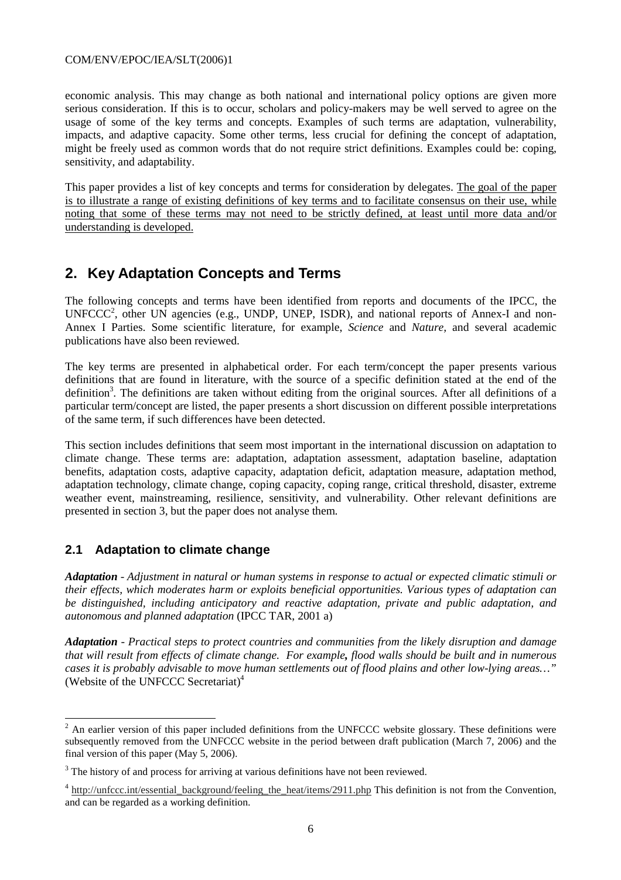economic analysis. This may change as both national and international policy options are given more serious consideration. If this is to occur, scholars and policy-makers may be well served to agree on the usage of some of the key terms and concepts. Examples of such terms are adaptation, vulnerability, impacts, and adaptive capacity. Some other terms, less crucial for defining the concept of adaptation, might be freely used as common words that do not require strict definitions. Examples could be: coping, sensitivity, and adaptability.

This paper provides a list of key concepts and terms for consideration by delegates. <u>The goal of the paper is to illustrate a range of existing definitions of key terms and to facilitate consensus on their use, while noting that some of these terms may not need to be strictly defined, at least until more data and/or understanding is developed.</u>

## 2. Key Adaptation Concepts and Terms

The following concepts and terms have been identified from reports and documents of the IPCC, the UNFCCC[2], other UN agencies (e.g., UNDP, UNEP, ISDR), and national reports of Annex-I and non-Annex I Parties. Some scientific literature, for example, *Science* and *Nature*, and several academic publications have also been reviewed.

The key terms are presented in alphabetical order. For each term/concept the paper presents various definitions that are found in literature, with the source of a specific definition stated at the end of the definition[3]. The definitions are taken without editing from the original sources. After all definitions of a particular term/concept are listed, the paper presents a short discussion on different possible interpretations of the same term, if such differences have been detected.

This section includes definitions that seem most important in the international discussion on adaptation to climate change. These terms are: adaptation, adaptation assessment, adaptation baseline, adaptation benefits, adaptation costs, adaptive capacity, adaptation deficit, adaptation measure, adaptation method, adaptation technology, climate change, coping capacity, coping range, critical threshold, disaster, extreme weather event, mainstreaming, resilience, sensitivity, and vulnerability. Other relevant definitions are presented in section 3, but the paper does not analyse them.

### 2.1 Adaptation to climate change

***Adaptation*** *- Adjustment in natural or human systems in response to actual or expected climatic stimuli or their effects, which moderates harm or exploits beneficial opportunities. Various types of adaptation can be distinguished, including anticipatory and reactive adaptation, private and public adaptation, and autonomous and planned adaptation* (IPCC TAR, 2001 a)

***Adaptation*** *- Practical steps to protect countries and communities from the likely disruption and damage that will result from effects of climate change. For example, flood walls should be built and in numerous cases it is probably advisable to move human settlements out of flood plains and other low-lying areas…"* (Website of the UNFCCC Secretariat)[4]

---

[2] An earlier version of this paper included definitions from the UNFCCC website glossary. These definitions were subsequently removed from the UNFCCC website in the period between draft publication (March 7, 2006) and the final version of this paper (May 5, 2006).

[3] The history of and process for arriving at various definitions have not been reviewed.

[4] http://unfccc.int/essential_background/feeling_the_heat/items/2911.php This definition is not from the Convention, and can be regarded as a working definition.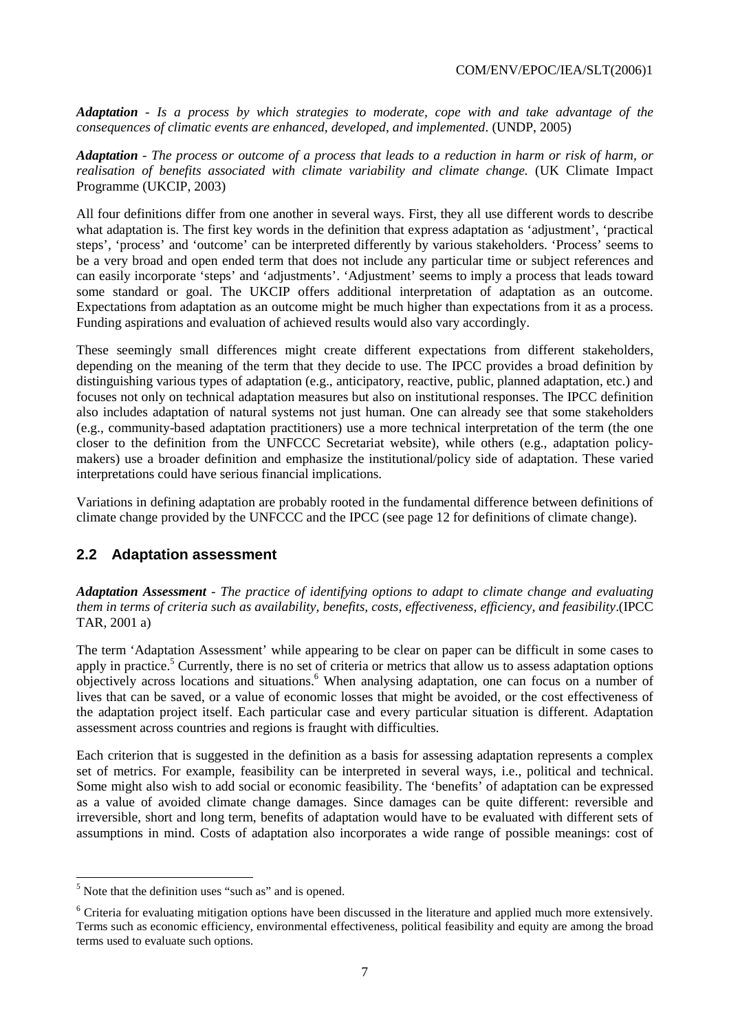***Adaptation*** - *Is a process by which strategies to moderate, cope with and take advantage of the consequences of climatic events are enhanced, developed, and implemented*. (UNDP, 2005)

***Adaptation*** - *The process or outcome of a process that leads to a reduction in harm or risk of harm, or realisation of benefits associated with climate variability and climate change.* (UK Climate Impact Programme (UKCIP, 2003)

All four definitions differ from one another in several ways. First, they all use different words to describe what adaptation is. The first key words in the definition that express adaptation as 'adjustment', 'practical steps', 'process' and 'outcome' can be interpreted differently by various stakeholders. 'Process' seems to be a very broad and open ended term that does not include any particular time or subject references and can easily incorporate 'steps' and 'adjustments'. 'Adjustment' seems to imply a process that leads toward some standard or goal. The UKCIP offers additional interpretation of adaptation as an outcome. Expectations from adaptation as an outcome might be much higher than expectations from it as a process. Funding aspirations and evaluation of achieved results would also vary accordingly.

These seemingly small differences might create different expectations from different stakeholders, depending on the meaning of the term that they decide to use. The IPCC provides a broad definition by distinguishing various types of adaptation (e.g., anticipatory, reactive, public, planned adaptation, etc.) and focuses not only on technical adaptation measures but also on institutional responses. The IPCC definition also includes adaptation of natural systems not just human. One can already see that some stakeholders (e.g., community-based adaptation practitioners) use a more technical interpretation of the term (the one closer to the definition from the UNFCCC Secretariat website), while others (e.g., adaptation policy-makers) use a broader definition and emphasize the institutional/policy side of adaptation. These varied interpretations could have serious financial implications.

Variations in defining adaptation are probably rooted in the fundamental difference between definitions of climate change provided by the UNFCCC and the IPCC (see page 12 for definitions of climate change).

## 2.2 Adaptation assessment

***Adaptation Assessment*** - *The practice of identifying options to adapt to climate change and evaluating them in terms of criteria such as availability, benefits, costs, effectiveness, efficiency, and feasibility*.(IPCC TAR, 2001 a)

The term 'Adaptation Assessment' while appearing to be clear on paper can be difficult in some cases to apply in practice.[5] Currently, there is no set of criteria or metrics that allow us to assess adaptation options objectively across locations and situations.[6] When analysing adaptation, one can focus on a number of lives that can be saved, or a value of economic losses that might be avoided, or the cost effectiveness of the adaptation project itself. Each particular case and every particular situation is different. Adaptation assessment across countries and regions is fraught with difficulties.

Each criterion that is suggested in the definition as a basis for assessing adaptation represents a complex set of metrics. For example, feasibility can be interpreted in several ways, i.e., political and technical. Some might also wish to add social or economic feasibility. The 'benefits' of adaptation can be expressed as a value of avoided climate change damages. Since damages can be quite different: reversible and irreversible, short and long term, benefits of adaptation would have to be evaluated with different sets of assumptions in mind. Costs of adaptation also incorporates a wide range of possible meanings: cost of

[5] Note that the definition uses "such as" and is opened.

[6] Criteria for evaluating mitigation options have been discussed in the literature and applied much more extensively. Terms such as economic efficiency, environmental effectiveness, political feasibility and equity are among the broad terms used to evaluate such options.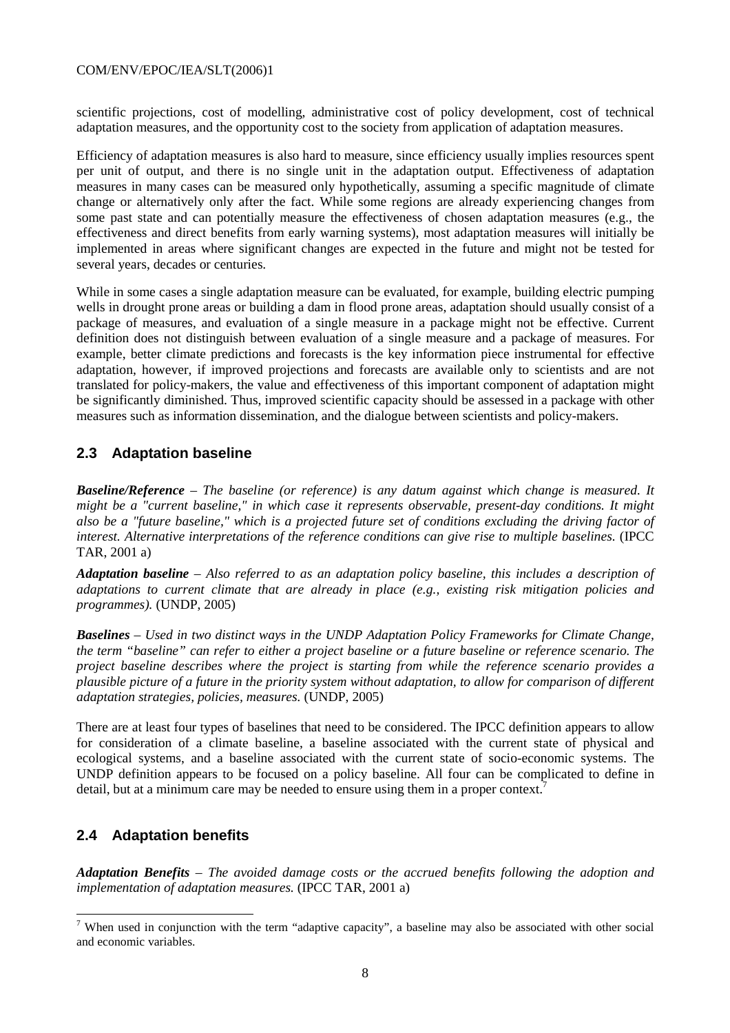scientific projections, cost of modelling, administrative cost of policy development, cost of technical adaptation measures, and the opportunity cost to the society from application of adaptation measures.

Efficiency of adaptation measures is also hard to measure, since efficiency usually implies resources spent per unit of output, and there is no single unit in the adaptation output. Effectiveness of adaptation measures in many cases can be measured only hypothetically, assuming a specific magnitude of climate change or alternatively only after the fact. While some regions are already experiencing changes from some past state and can potentially measure the effectiveness of chosen adaptation measures (e.g., the effectiveness and direct benefits from early warning systems), most adaptation measures will initially be implemented in areas where significant changes are expected in the future and might not be tested for several years, decades or centuries.

While in some cases a single adaptation measure can be evaluated, for example, building electric pumping wells in drought prone areas or building a dam in flood prone areas, adaptation should usually consist of a package of measures, and evaluation of a single measure in a package might not be effective. Current definition does not distinguish between evaluation of a single measure and a package of measures. For example, better climate predictions and forecasts is the key information piece instrumental for effective adaptation, however, if improved projections and forecasts are available only to scientists and are not translated for policy-makers, the value and effectiveness of this important component of adaptation might be significantly diminished. Thus, improved scientific capacity should be assessed in a package with other measures such as information dissemination, and the dialogue between scientists and policy-makers.

## 2.3 Adaptation baseline

***Baseline/Reference*** *– The baseline (or reference) is any datum against which change is measured. It might be a "current baseline," in which case it represents observable, present-day conditions. It might also be a "future baseline," which is a projected future set of conditions excluding the driving factor of interest. Alternative interpretations of the reference conditions can give rise to multiple baselines.* (IPCC TAR, 2001 a)

***Adaptation baseline*** *– Also referred to as an adaptation policy baseline, this includes a description of adaptations to current climate that are already in place (e.g., existing risk mitigation policies and programmes).* (UNDP, 2005)

***Baselines*** *– Used in two distinct ways in the UNDP Adaptation Policy Frameworks for Climate Change, the term "baseline" can refer to either a project baseline or a future baseline or reference scenario. The project baseline describes where the project is starting from while the reference scenario provides a plausible picture of a future in the priority system without adaptation, to allow for comparison of different adaptation strategies, policies, measures.* (UNDP, 2005)

There are at least four types of baselines that need to be considered. The IPCC definition appears to allow for consideration of a climate baseline, a baseline associated with the current state of physical and ecological systems, and a baseline associated with the current state of socio-economic systems. The UNDP definition appears to be focused on a policy baseline. All four can be complicated to define in detail, but at a minimum care may be needed to ensure using them in a proper context.[7]

## 2.4 Adaptation benefits

***Adaptation Benefits*** *– The avoided damage costs or the accrued benefits following the adoption and implementation of adaptation measures.* (IPCC TAR, 2001 a)

---

[7] When used in conjunction with the term "adaptive capacity", a baseline may also be associated with other social and economic variables.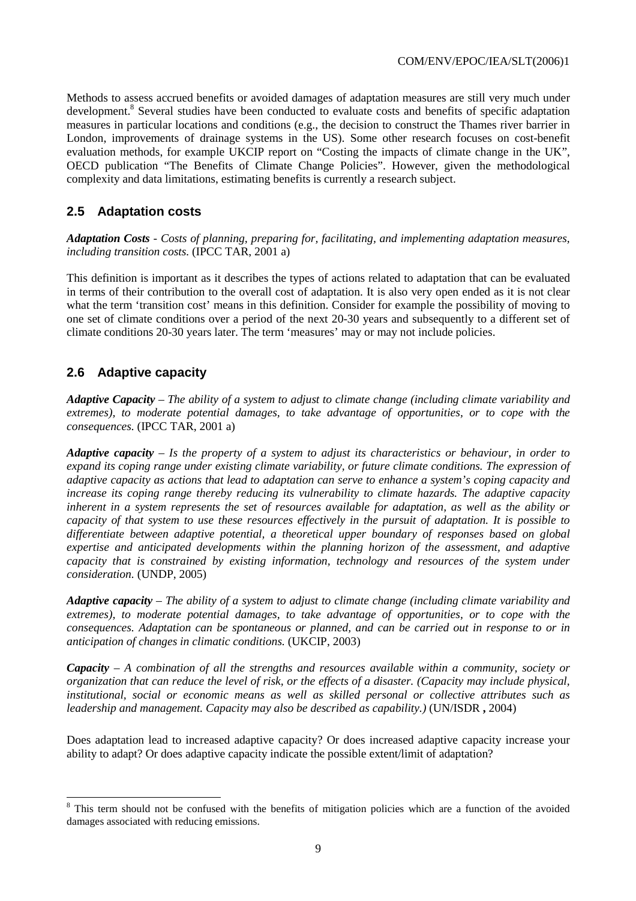Methods to assess accrued benefits or avoided damages of adaptation measures are still very much under development.[8] Several studies have been conducted to evaluate costs and benefits of specific adaptation measures in particular locations and conditions (e.g., the decision to construct the Thames river barrier in London, improvements of drainage systems in the US). Some other research focuses on cost-benefit evaluation methods, for example UKCIP report on "Costing the impacts of climate change in the UK", OECD publication "The Benefits of Climate Change Policies". However, given the methodological complexity and data limitations, estimating benefits is currently a research subject.

## 2.5 Adaptation costs

***Adaptation Costs*** *- Costs of planning, preparing for, facilitating, and implementing adaptation measures, including transition costs.* (IPCC TAR, 2001 a)

This definition is important as it describes the types of actions related to adaptation that can be evaluated in terms of their contribution to the overall cost of adaptation. It is also very open ended as it is not clear what the term 'transition cost' means in this definition. Consider for example the possibility of moving to one set of climate conditions over a period of the next 20-30 years and subsequently to a different set of climate conditions 20-30 years later. The term 'measures' may or may not include policies.

## 2.6 Adaptive capacity

***Adaptive Capacity*** *– The ability of a system to adjust to climate change (including climate variability and extremes), to moderate potential damages, to take advantage of opportunities, or to cope with the consequences.* (IPCC TAR, 2001 a)

***Adaptive capacity*** *– Is the property of a system to adjust its characteristics or behaviour, in order to expand its coping range under existing climate variability, or future climate conditions. The expression of adaptive capacity as actions that lead to adaptation can serve to enhance a system's coping capacity and increase its coping range thereby reducing its vulnerability to climate hazards. The adaptive capacity inherent in a system represents the set of resources available for adaptation, as well as the ability or capacity of that system to use these resources effectively in the pursuit of adaptation. It is possible to differentiate between adaptive potential, a theoretical upper boundary of responses based on global expertise and anticipated developments within the planning horizon of the assessment, and adaptive capacity that is constrained by existing information, technology and resources of the system under consideration.* (UNDP, 2005)

***Adaptive capacity*** *– The ability of a system to adjust to climate change (including climate variability and extremes), to moderate potential damages, to take advantage of opportunities, or to cope with the consequences. Adaptation can be spontaneous or planned, and can be carried out in response to or in anticipation of changes in climatic conditions.* (UKCIP, 2003)

***Capacity*** *– A combination of all the strengths and resources available within a community, society or organization that can reduce the level of risk, or the effects of a disaster. (Capacity may include physical, institutional, social or economic means as well as skilled personal or collective attributes such as leadership and management. Capacity may also be described as capability.)* (UN/ISDR **,** 2004)

Does adaptation lead to increased adaptive capacity? Or does increased adaptive capacity increase your ability to adapt? Or does adaptive capacity indicate the possible extent/limit of adaptation?

---

[8] This term should not be confused with the benefits of mitigation policies which are a function of the avoided damages associated with reducing emissions.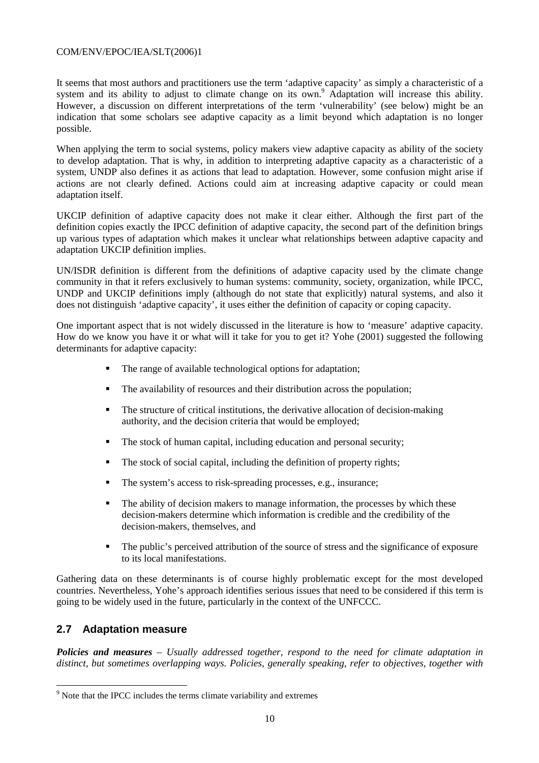It seems that most authors and practitioners use the term 'adaptive capacity' as simply a characteristic of a system and its ability to adjust to climate change on its own.[9] Adaptation will increase this ability. However, a discussion on different interpretations of the term 'vulnerability' (see below) might be an indication that some scholars see adaptive capacity as a limit beyond which adaptation is no longer possible.

When applying the term to social systems, policy makers view adaptive capacity as ability of the society to develop adaptation. That is why, in addition to interpreting adaptive capacity as a characteristic of a system, UNDP also defines it as actions that lead to adaptation. However, some confusion might arise if actions are not clearly defined. Actions could aim at increasing adaptive capacity or could mean adaptation itself.

UKCIP definition of adaptive capacity does not make it clear either. Although the first part of the definition copies exactly the IPCC definition of adaptive capacity, the second part of the definition brings up various types of adaptation which makes it unclear what relationships between adaptive capacity and adaptation UKCIP definition implies.

UN/ISDR definition is different from the definitions of adaptive capacity used by the climate change community in that it refers exclusively to human systems: community, society, organization, while IPCC, UNDP and UKCIP definitions imply (although do not state that explicitly) natural systems, and also it does not distinguish 'adaptive capacity', it uses either the definition of capacity or coping capacity.

One important aspect that is not widely discussed in the literature is how to 'measure' adaptive capacity. How do we know you have it or what will it take for you to get it? Yohe (2001) suggested the following determinants for adaptive capacity:

- The range of available technological options for adaptation;
- The availability of resources and their distribution across the population;
- The structure of critical institutions, the derivative allocation of decision-making authority, and the decision criteria that would be employed;
- The stock of human capital, including education and personal security;
- The stock of social capital, including the definition of property rights;
- The system's access to risk-spreading processes, e.g., insurance;
- The ability of decision makers to manage information, the processes by which these decision-makers determine which information is credible and the credibility of the decision-makers, themselves, and
- The public's perceived attribution of the source of stress and the significance of exposure to its local manifestations.

Gathering data on these determinants is of course highly problematic except for the most developed countries. Nevertheless, Yohe's approach identifies serious issues that need to be considered if this term is going to be widely used in the future, particularly in the context of the UNFCCC.

## 2.7 Adaptation measure

***Policies and measures*** – *Usually addressed together, respond to the need for climate adaptation in distinct, but sometimes overlapping ways. Policies, generally speaking, refer to objectives, together with*

[9] Note that the IPCC includes the terms climate variability and extremes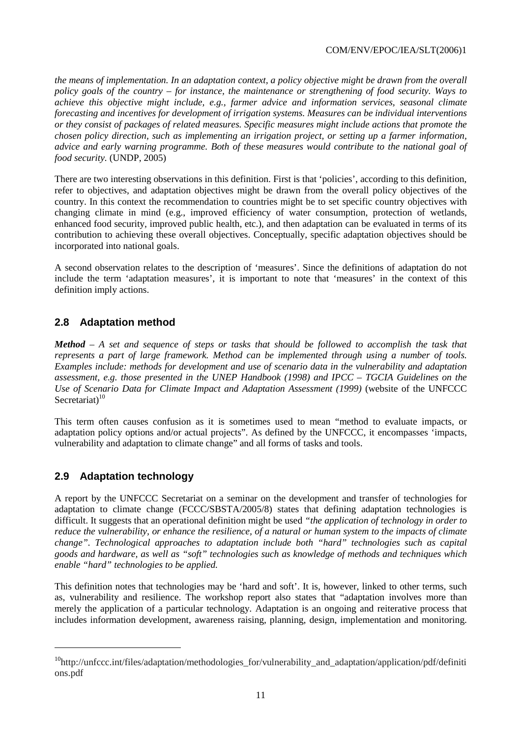*the means of implementation. In an adaptation context, a policy objective might be drawn from the overall policy goals of the country – for instance, the maintenance or strengthening of food security. Ways to achieve this objective might include, e.g., farmer advice and information services, seasonal climate forecasting and incentives for development of irrigation systems. Measures can be individual interventions or they consist of packages of related measures. Specific measures might include actions that promote the chosen policy direction, such as implementing an irrigation project, or setting up a farmer information, advice and early warning programme. Both of these measures would contribute to the national goal of food security.* (UNDP, 2005)

There are two interesting observations in this definition. First is that 'policies', according to this definition, refer to objectives, and adaptation objectives might be drawn from the overall policy objectives of the country. In this context the recommendation to countries might be to set specific country objectives with changing climate in mind (e.g., improved efficiency of water consumption, protection of wetlands, enhanced food security, improved public health, etc.), and then adaptation can be evaluated in terms of its contribution to achieving these overall objectives. Conceptually, specific adaptation objectives should be incorporated into national goals.

A second observation relates to the description of 'measures'. Since the definitions of adaptation do not include the term 'adaptation measures', it is important to note that 'measures' in the context of this definition imply actions.

## 2.8 Adaptation method

***Method*** *– A set and sequence of steps or tasks that should be followed to accomplish the task that represents a part of large framework. Method can be implemented through using a number of tools. Examples include: methods for development and use of scenario data in the vulnerability and adaptation assessment, e.g. those presented in the UNEP Handbook (1998) and IPCC – TGCIA Guidelines on the Use of Scenario Data for Climate Impact and Adaptation Assessment (1999)* (website of the UNFCCC Secretariat)[10]

This term often causes confusion as it is sometimes used to mean "method to evaluate impacts, or adaptation policy options and/or actual projects". As defined by the UNFCCC, it encompasses 'impacts, vulnerability and adaptation to climate change" and all forms of tasks and tools.

## 2.9 Adaptation technology

A report by the UNFCCC Secretariat on a seminar on the development and transfer of technologies for adaptation to climate change (FCCC/SBSTA/2005/8) states that defining adaptation technologies is difficult. It suggests that an operational definition might be used *"the application of technology in order to reduce the vulnerability, or enhance the resilience, of a natural or human system to the impacts of climate change". Technological approaches to adaptation include both "hard" technologies such as capital goods and hardware, as well as "soft" technologies such as knowledge of methods and techniques which enable "hard" technologies to be applied.*

This definition notes that technologies may be 'hard and soft'. It is, however, linked to other terms, such as, vulnerability and resilience. The workshop report also states that "adaptation involves more than merely the application of a particular technology. Adaptation is an ongoing and reiterative process that includes information development, awareness raising, planning, design, implementation and monitoring.

[10] http://unfccc.int/files/adaptation/methodologies_for/vulnerability_and_adaptation/application/pdf/definitions.pdf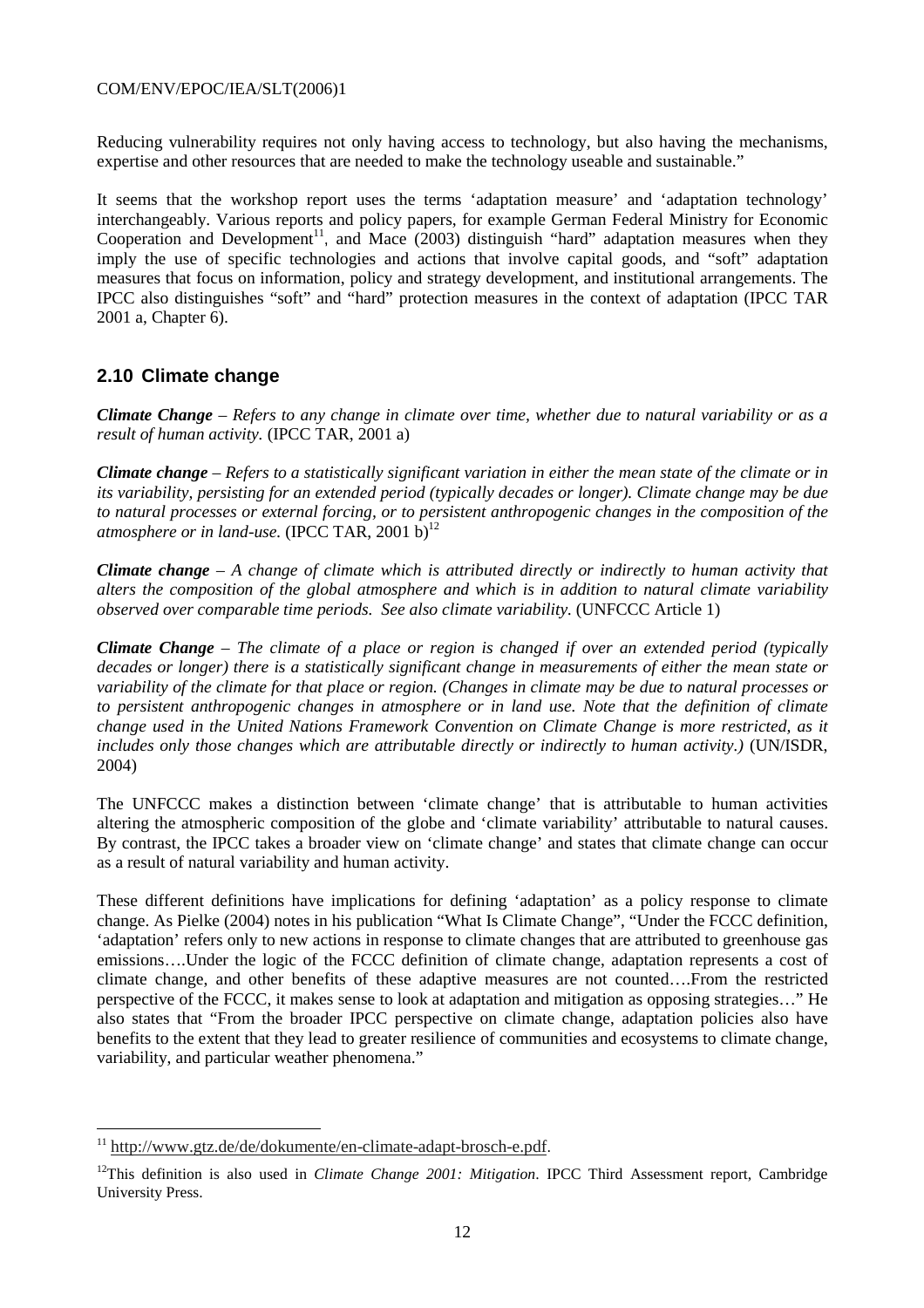Reducing vulnerability requires not only having access to technology, but also having the mechanisms, expertise and other resources that are needed to make the technology useable and sustainable."

It seems that the workshop report uses the terms 'adaptation measure' and 'adaptation technology' interchangeably. Various reports and policy papers, for example German Federal Ministry for Economic Cooperation and Development[11], and Mace (2003) distinguish "hard" adaptation measures when they imply the use of specific technologies and actions that involve capital goods, and "soft" adaptation measures that focus on information, policy and strategy development, and institutional arrangements. The IPCC also distinguishes "soft" and "hard" protection measures in the context of adaptation (IPCC TAR 2001 a, Chapter 6).

## 2.10 Climate change

***Climate Change*** *– Refers to any change in climate over time, whether due to natural variability or as a result of human activity.* (IPCC TAR, 2001 a)

***Climate change*** *– Refers to a statistically significant variation in either the mean state of the climate or in its variability, persisting for an extended period (typically decades or longer). Climate change may be due to natural processes or external forcing, or to persistent anthropogenic changes in the composition of the atmosphere or in land-use.* (IPCC TAR, 2001 b)[12]

***Climate change*** *– A change of climate which is attributed directly or indirectly to human activity that alters the composition of the global atmosphere and which is in addition to natural climate variability observed over comparable time periods. See also climate variability.* (UNFCCC Article 1)

***Climate Change*** *– The climate of a place or region is changed if over an extended period (typically decades or longer) there is a statistically significant change in measurements of either the mean state or variability of the climate for that place or region. (Changes in climate may be due to natural processes or to persistent anthropogenic changes in atmosphere or in land use. Note that the definition of climate change used in the United Nations Framework Convention on Climate Change is more restricted, as it includes only those changes which are attributable directly or indirectly to human activity.)* (UN/ISDR, 2004)

The UNFCCC makes a distinction between 'climate change' that is attributable to human activities altering the atmospheric composition of the globe and 'climate variability' attributable to natural causes. By contrast, the IPCC takes a broader view on 'climate change' and states that climate change can occur as a result of natural variability and human activity.

These different definitions have implications for defining 'adaptation' as a policy response to climate change. As Pielke (2004) notes in his publication "What Is Climate Change", "Under the FCCC definition, 'adaptation' refers only to new actions in response to climate changes that are attributed to greenhouse gas emissions….Under the logic of the FCCC definition of climate change, adaptation represents a cost of climate change, and other benefits of these adaptive measures are not counted….From the restricted perspective of the FCCC, it makes sense to look at adaptation and mitigation as opposing strategies…" He also states that "From the broader IPCC perspective on climate change, adaptation policies also have benefits to the extent that they lead to greater resilience of communities and ecosystems to climate change, variability, and particular weather phenomena."

---

[11] http://www.gtz.de/de/dokumente/en-climate-adapt-brosch-e.pdf.

[12] This definition is also used in *Climate Change 2001: Mitigation*. IPCC Third Assessment report, Cambridge University Press.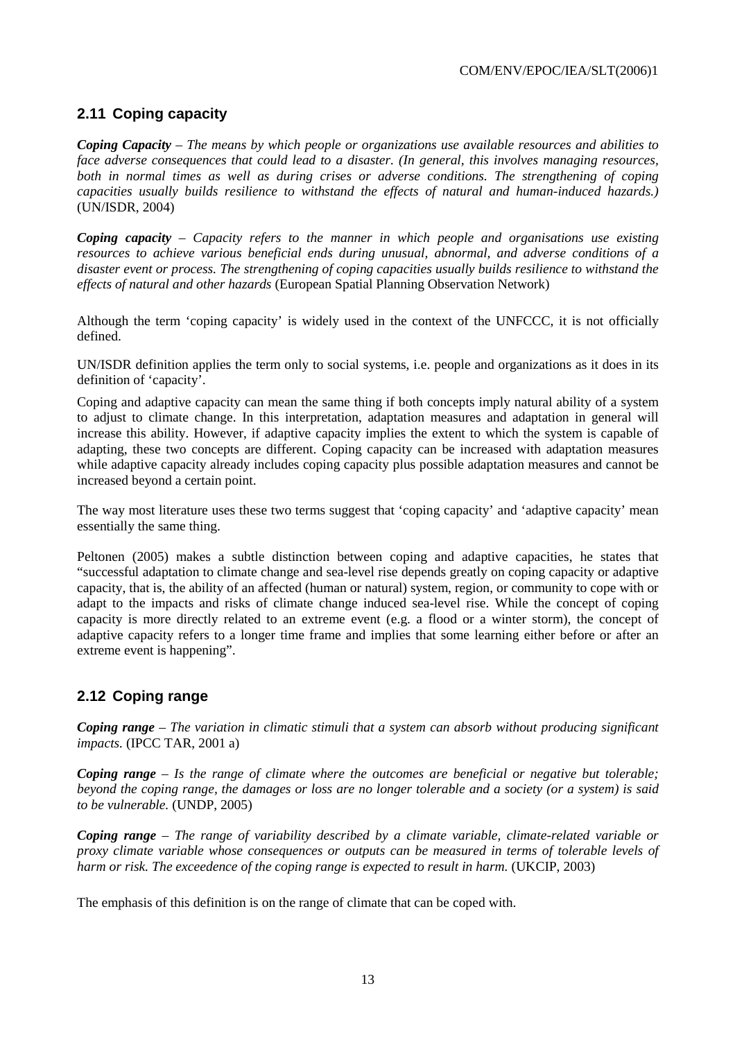## 2.11 Coping capacity

***Coping Capacity*** *– The means by which people or organizations use available resources and abilities to face adverse consequences that could lead to a disaster. (In general, this involves managing resources, both in normal times as well as during crises or adverse conditions. The strengthening of coping capacities usually builds resilience to withstand the effects of natural and human-induced hazards.)* (UN/ISDR, 2004)

***Coping capacity*** *– Capacity refers to the manner in which people and organisations use existing resources to achieve various beneficial ends during unusual, abnormal, and adverse conditions of a disaster event or process. The strengthening of coping capacities usually builds resilience to withstand the effects of natural and other hazards* (European Spatial Planning Observation Network)

Although the term 'coping capacity' is widely used in the context of the UNFCCC, it is not officially defined.

UN/ISDR definition applies the term only to social systems, i.e. people and organizations as it does in its definition of 'capacity'.

Coping and adaptive capacity can mean the same thing if both concepts imply natural ability of a system to adjust to climate change. In this interpretation, adaptation measures and adaptation in general will increase this ability. However, if adaptive capacity implies the extent to which the system is capable of adapting, these two concepts are different. Coping capacity can be increased with adaptation measures while adaptive capacity already includes coping capacity plus possible adaptation measures and cannot be increased beyond a certain point.

The way most literature uses these two terms suggest that 'coping capacity' and 'adaptive capacity' mean essentially the same thing.

Peltonen (2005) makes a subtle distinction between coping and adaptive capacities, he states that "successful adaptation to climate change and sea-level rise depends greatly on coping capacity or adaptive capacity, that is, the ability of an affected (human or natural) system, region, or community to cope with or adapt to the impacts and risks of climate change induced sea-level rise. While the concept of coping capacity is more directly related to an extreme event (e.g. a flood or a winter storm), the concept of adaptive capacity refers to a longer time frame and implies that some learning either before or after an extreme event is happening".

## 2.12 Coping range

***Coping range*** *– The variation in climatic stimuli that a system can absorb without producing significant impacts.* (IPCC TAR, 2001 a)

***Coping range*** *– Is the range of climate where the outcomes are beneficial or negative but tolerable; beyond the coping range, the damages or loss are no longer tolerable and a society (or a system) is said to be vulnerable.* (UNDP, 2005)

***Coping range*** *– The range of variability described by a climate variable, climate-related variable or proxy climate variable whose consequences or outputs can be measured in terms of tolerable levels of harm or risk. The exceedence of the coping range is expected to result in harm.* (UKCIP, 2003)

The emphasis of this definition is on the range of climate that can be coped with.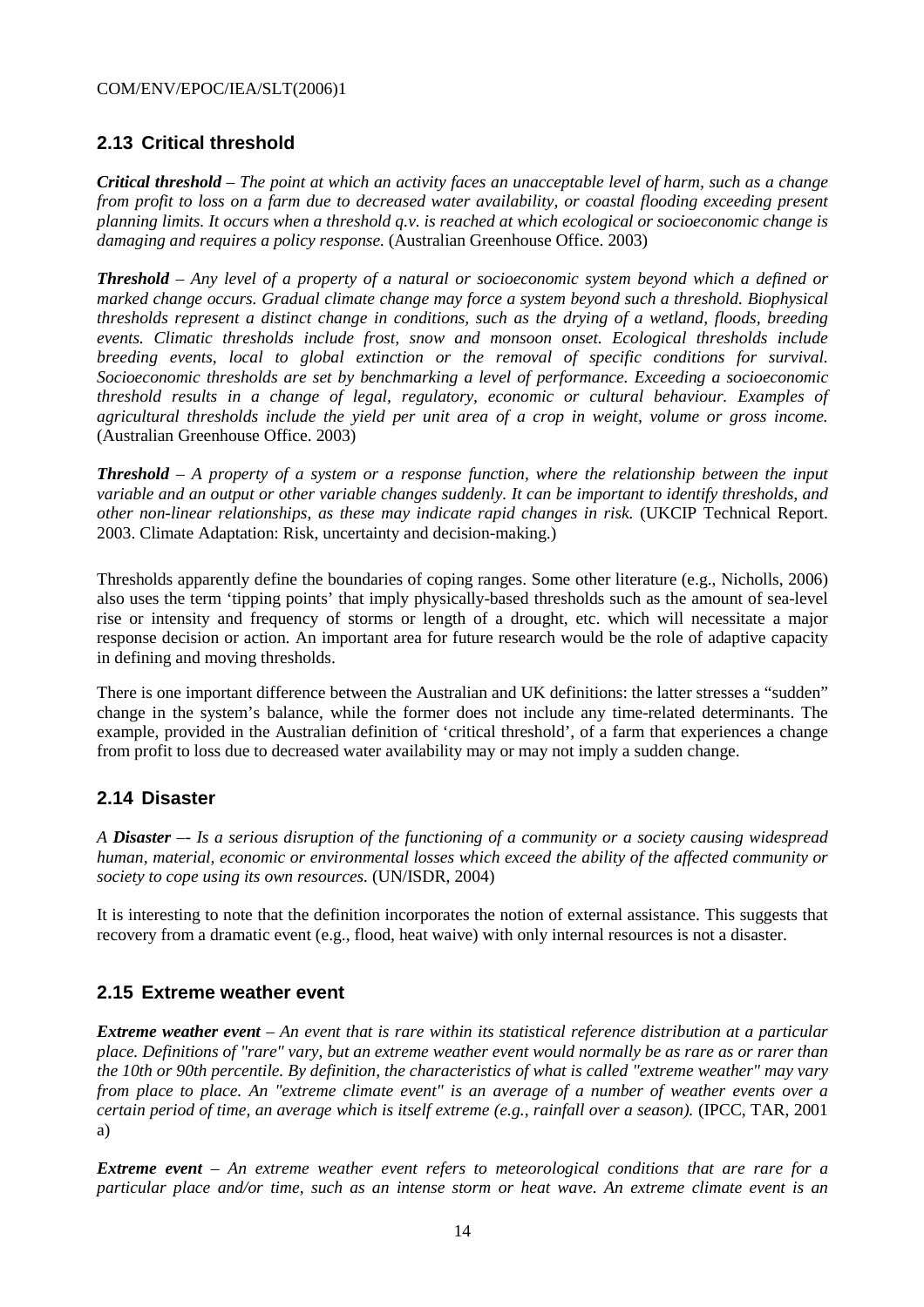## 2.13 Critical threshold

***Critical threshold*** *– The point at which an activity faces an unacceptable level of harm, such as a change from profit to loss on a farm due to decreased water availability, or coastal flooding exceeding present planning limits. It occurs when a threshold q.v. is reached at which ecological or socioeconomic change is damaging and requires a policy response.* (Australian Greenhouse Office. 2003)

***Threshold*** *– Any level of a property of a natural or socioeconomic system beyond which a defined or marked change occurs. Gradual climate change may force a system beyond such a threshold. Biophysical thresholds represent a distinct change in conditions, such as the drying of a wetland, floods, breeding events. Climatic thresholds include frost, snow and monsoon onset. Ecological thresholds include breeding events, local to global extinction or the removal of specific conditions for survival. Socioeconomic thresholds are set by benchmarking a level of performance. Exceeding a socioeconomic threshold results in a change of legal, regulatory, economic or cultural behaviour. Examples of agricultural thresholds include the yield per unit area of a crop in weight, volume or gross income.* (Australian Greenhouse Office. 2003)

***Threshold*** *– A property of a system or a response function, where the relationship between the input variable and an output or other variable changes suddenly. It can be important to identify thresholds, and other non-linear relationships, as these may indicate rapid changes in risk.* (UKCIP Technical Report. 2003. Climate Adaptation: Risk, uncertainty and decision-making.)

Thresholds apparently define the boundaries of coping ranges. Some other literature (e.g., Nicholls, 2006) also uses the term 'tipping points' that imply physically-based thresholds such as the amount of sea-level rise or intensity and frequency of storms or length of a drought, etc. which will necessitate a major response decision or action. An important area for future research would be the role of adaptive capacity in defining and moving thresholds.

There is one important difference between the Australian and UK definitions: the latter stresses a "sudden" change in the system's balance, while the former does not include any time-related determinants. The example, provided in the Australian definition of 'critical threshold', of a farm that experiences a change from profit to loss due to decreased water availability may or may not imply a sudden change.

## 2.14 Disaster

*A* ***Disaster*** *–- Is a serious disruption of the functioning of a community or a society causing widespread human, material, economic or environmental losses which exceed the ability of the affected community or society to cope using its own resources.* (UN/ISDR, 2004)

It is interesting to note that the definition incorporates the notion of external assistance. This suggests that recovery from a dramatic event (e.g., flood, heat waive) with only internal resources is not a disaster.

## 2.15 Extreme weather event

***Extreme weather event*** *– An event that is rare within its statistical reference distribution at a particular place. Definitions of "rare" vary, but an extreme weather event would normally be as rare as or rarer than the 10th or 90th percentile. By definition, the characteristics of what is called "extreme weather" may vary from place to place. An "extreme climate event" is an average of a number of weather events over a certain period of time, an average which is itself extreme (e.g., rainfall over a season).* (IPCC, TAR, 2001 a)

***Extreme event*** *– An extreme weather event refers to meteorological conditions that are rare for a particular place and/or time, such as an intense storm or heat wave. An extreme climate event is an*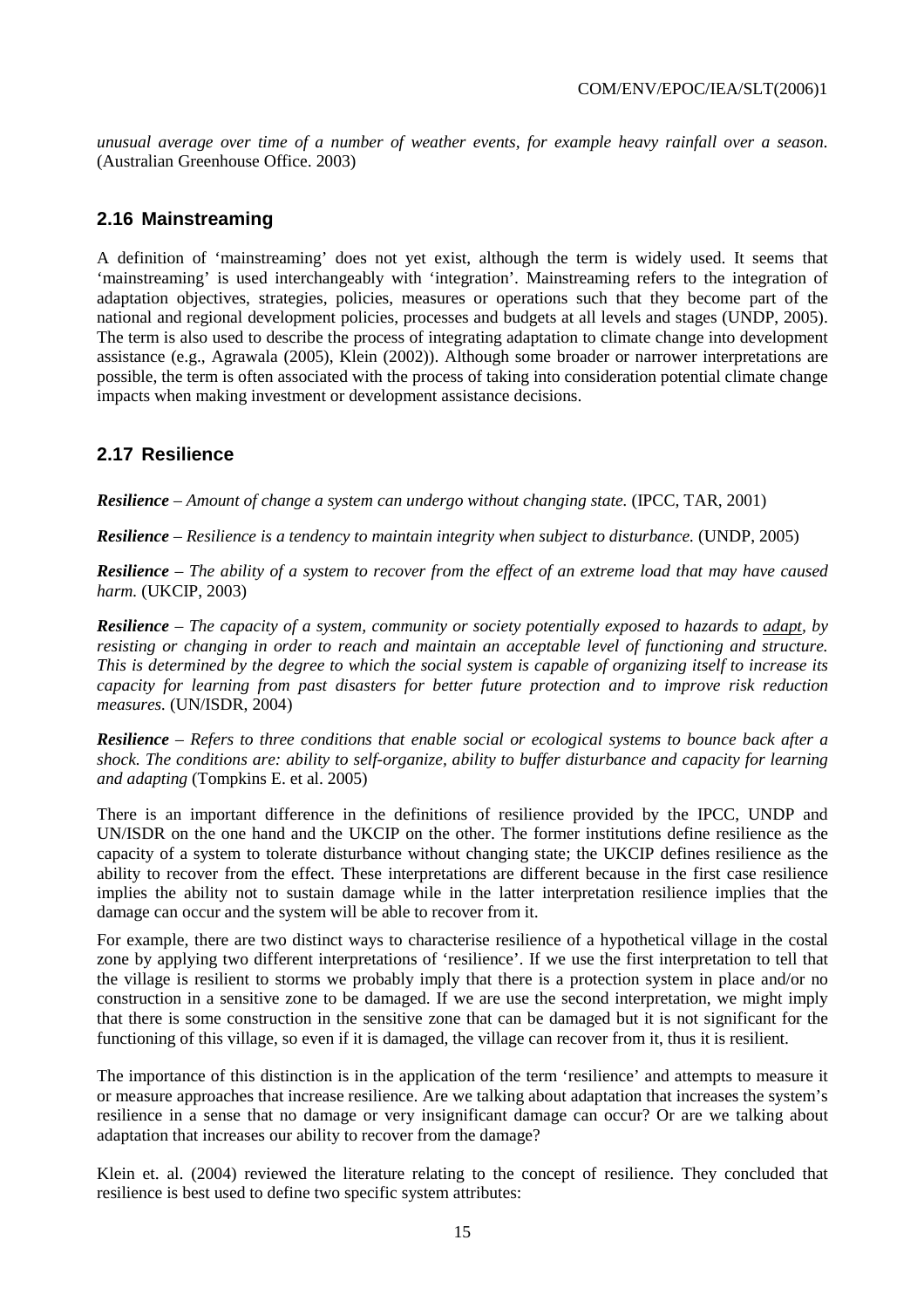*unusual average over time of a number of weather events, for example heavy rainfall over a season.* (Australian Greenhouse Office. 2003)

## 2.16 Mainstreaming

A definition of 'mainstreaming' does not yet exist, although the term is widely used. It seems that 'mainstreaming' is used interchangeably with 'integration'. Mainstreaming refers to the integration of adaptation objectives, strategies, policies, measures or operations such that they become part of the national and regional development policies, processes and budgets at all levels and stages (UNDP, 2005). The term is also used to describe the process of integrating adaptation to climate change into development assistance (e.g., Agrawala (2005), Klein (2002)). Although some broader or narrower interpretations are possible, the term is often associated with the process of taking into consideration potential climate change impacts when making investment or development assistance decisions.

## 2.17 Resilience

***Resilience*** *– Amount of change a system can undergo without changing state.* (IPCC, TAR, 2001)

***Resilience*** *– Resilience is a tendency to maintain integrity when subject to disturbance.* (UNDP, 2005)

***Resilience*** *– The ability of a system to recover from the effect of an extreme load that may have caused harm.* (UKCIP, 2003)

***Resilience*** *– The capacity of a system, community or society potentially exposed to hazards to adapt, by resisting or changing in order to reach and maintain an acceptable level of functioning and structure. This is determined by the degree to which the social system is capable of organizing itself to increase its capacity for learning from past disasters for better future protection and to improve risk reduction measures.* (UN/ISDR, 2004)

***Resilience*** *– Refers to three conditions that enable social or ecological systems to bounce back after a shock. The conditions are: ability to self-organize, ability to buffer disturbance and capacity for learning and adapting* (Tompkins E. et al. 2005)

There is an important difference in the definitions of resilience provided by the IPCC, UNDP and UN/ISDR on the one hand and the UKCIP on the other. The former institutions define resilience as the capacity of a system to tolerate disturbance without changing state; the UKCIP defines resilience as the ability to recover from the effect. These interpretations are different because in the first case resilience implies the ability not to sustain damage while in the latter interpretation resilience implies that the damage can occur and the system will be able to recover from it.

For example, there are two distinct ways to characterise resilience of a hypothetical village in the costal zone by applying two different interpretations of 'resilience'. If we use the first interpretation to tell that the village is resilient to storms we probably imply that there is a protection system in place and/or no construction in a sensitive zone to be damaged. If we are use the second interpretation, we might imply that there is some construction in the sensitive zone that can be damaged but it is not significant for the functioning of this village, so even if it is damaged, the village can recover from it, thus it is resilient.

The importance of this distinction is in the application of the term 'resilience' and attempts to measure it or measure approaches that increase resilience. Are we talking about adaptation that increases the system's resilience in a sense that no damage or very insignificant damage can occur? Or are we talking about adaptation that increases our ability to recover from the damage?

Klein et. al. (2004) reviewed the literature relating to the concept of resilience. They concluded that resilience is best used to define two specific system attributes: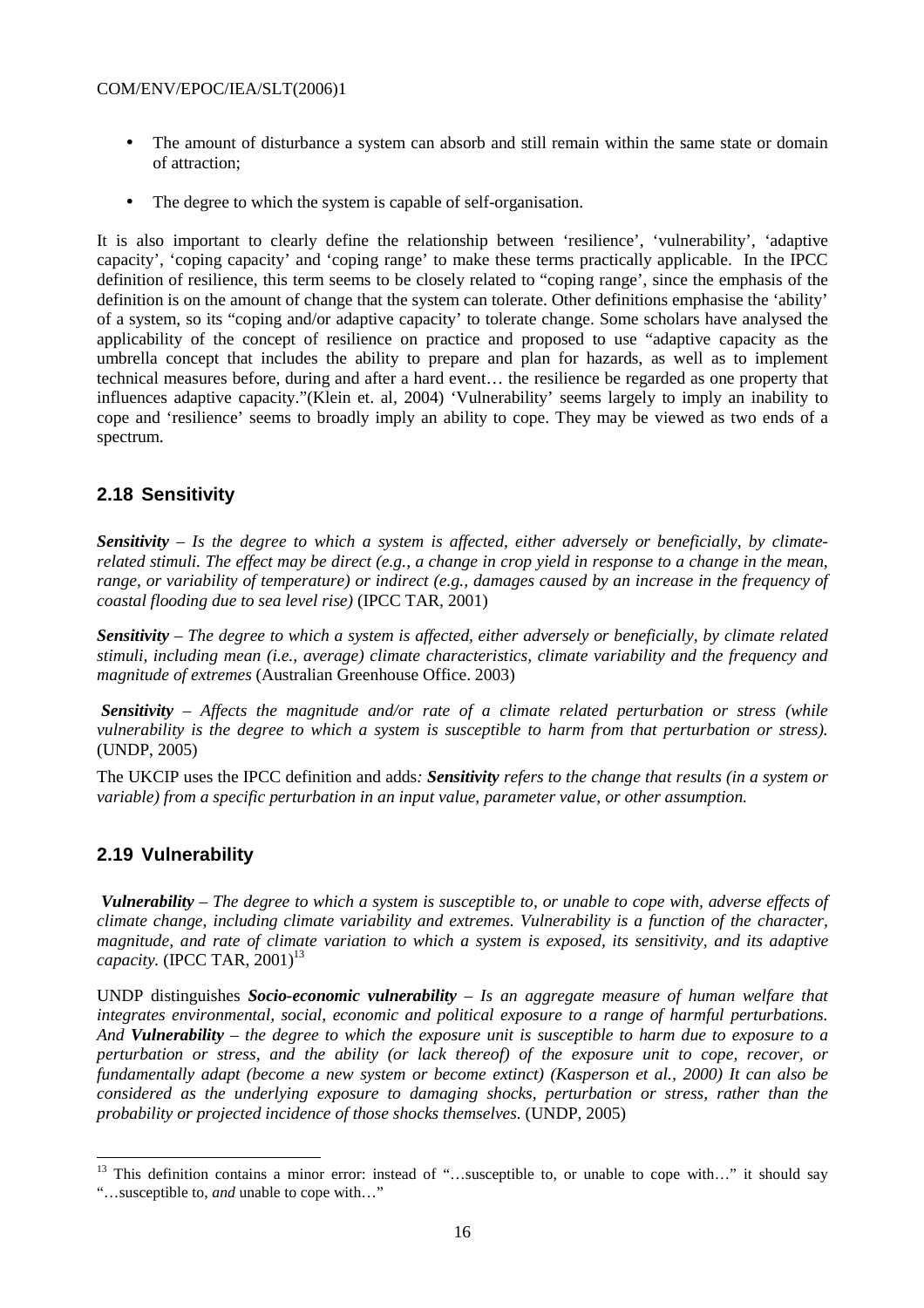- The amount of disturbance a system can absorb and still remain within the same state or domain of attraction;
- The degree to which the system is capable of self-organisation.

It is also important to clearly define the relationship between 'resilience', 'vulnerability', 'adaptive capacity', 'coping capacity' and 'coping range' to make these terms practically applicable. In the IPCC definition of resilience, this term seems to be closely related to "coping range', since the emphasis of the definition is on the amount of change that the system can tolerate. Other definitions emphasise the 'ability' of a system, so its "coping and/or adaptive capacity' to tolerate change. Some scholars have analysed the applicability of the concept of resilience on practice and proposed to use "adaptive capacity as the umbrella concept that includes the ability to prepare and plan for hazards, as well as to implement technical measures before, during and after a hard event… the resilience be regarded as one property that influences adaptive capacity."(Klein et. al, 2004) 'Vulnerability' seems largely to imply an inability to cope and 'resilience' seems to broadly imply an ability to cope. They may be viewed as two ends of a spectrum.

## 2.18 Sensitivity

***Sensitivity*** *– Is the degree to which a system is affected, either adversely or beneficially, by climate-related stimuli. The effect may be direct (e.g., a change in crop yield in response to a change in the mean, range, or variability of temperature) or indirect (e.g., damages caused by an increase in the frequency of coastal flooding due to sea level rise)* (IPCC TAR, 2001)

***Sensitivity*** *– The degree to which a system is affected, either adversely or beneficially, by climate related stimuli, including mean (i.e., average) climate characteristics, climate variability and the frequency and magnitude of extremes* (Australian Greenhouse Office. 2003)

***Sensitivity*** *– Affects the magnitude and/or rate of a climate related perturbation or stress (while vulnerability is the degree to which a system is susceptible to harm from that perturbation or stress).* (UNDP, 2005)

The UKCIP uses the IPCC definition and adds*:* ***Sensitivity*** *refers to the change that results (in a system or variable) from a specific perturbation in an input value, parameter value, or other assumption.*

## 2.19 Vulnerability

***Vulnerability*** *– The degree to which a system is susceptible to, or unable to cope with, adverse effects of climate change, including climate variability and extremes. Vulnerability is a function of the character, magnitude, and rate of climate variation to which a system is exposed, its sensitivity, and its adaptive capacity.* (IPCC TAR, 2001)[13]

UNDP distinguishes ***Socio-economic vulnerability*** *– Is an aggregate measure of human welfare that integrates environmental, social, economic and political exposure to a range of harmful perturbations. And* ***Vulnerability*** *– the degree to which the exposure unit is susceptible to harm due to exposure to a perturbation or stress, and the ability (or lack thereof) of the exposure unit to cope, recover, or fundamentally adapt (become a new system or become extinct) (Kasperson et al., 2000) It can also be considered as the underlying exposure to damaging shocks, perturbation or stress, rather than the probability or projected incidence of those shocks themselves.* (UNDP, 2005)

---

[13] This definition contains a minor error: instead of "…susceptible to, or unable to cope with…" it should say "…susceptible to, *and* unable to cope with…"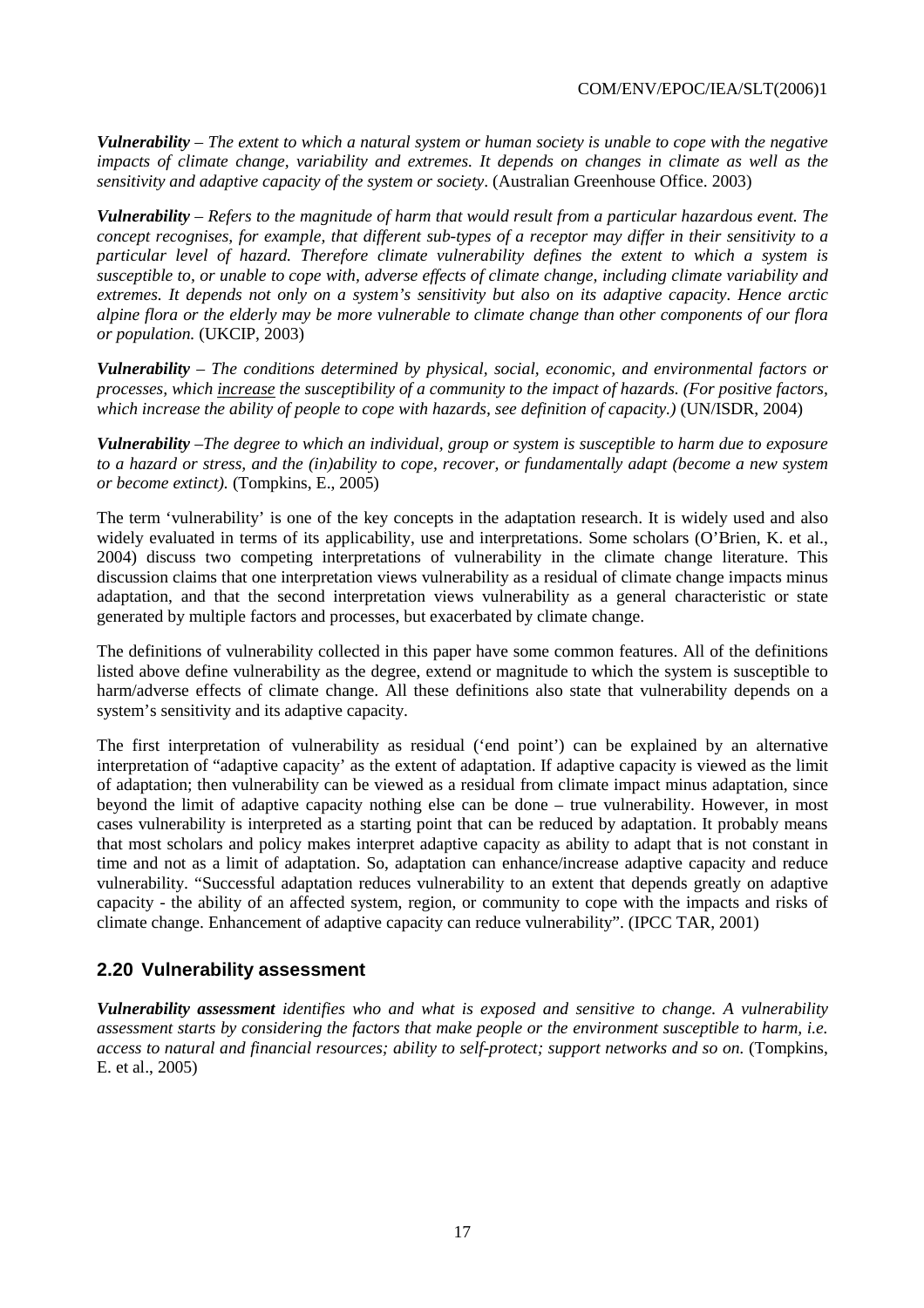***Vulnerability*** – *The extent to which a natural system or human society is unable to cope with the negative impacts of climate change, variability and extremes. It depends on changes in climate as well as the sensitivity and adaptive capacity of the system or society*. (Australian Greenhouse Office. 2003)

***Vulnerability*** – *Refers to the magnitude of harm that would result from a particular hazardous event. The concept recognises, for example, that different sub-types of a receptor may differ in their sensitivity to a particular level of hazard. Therefore climate vulnerability defines the extent to which a system is susceptible to, or unable to cope with, adverse effects of climate change, including climate variability and extremes. It depends not only on a system's sensitivity but also on its adaptive capacity. Hence arctic alpine flora or the elderly may be more vulnerable to climate change than other components of our flora or population.* (UKCIP, 2003)

***Vulnerability*** – *The conditions determined by physical, social, economic, and environmental factors or processes, which <u>increase</u> the susceptibility of a community to the impact of hazards. (For positive factors, which increase the ability of people to cope with hazards, see definition of capacity.)* (UN/ISDR, 2004)

***Vulnerability*** –*The degree to which an individual, group or system is susceptible to harm due to exposure to a hazard or stress, and the (in)ability to cope, recover, or fundamentally adapt (become a new system or become extinct).* (Tompkins, E., 2005)

The term 'vulnerability' is one of the key concepts in the adaptation research. It is widely used and also widely evaluated in terms of its applicability, use and interpretations. Some scholars (O'Brien, K. et al., 2004) discuss two competing interpretations of vulnerability in the climate change literature. This discussion claims that one interpretation views vulnerability as a residual of climate change impacts minus adaptation, and that the second interpretation views vulnerability as a general characteristic or state generated by multiple factors and processes, but exacerbated by climate change.

The definitions of vulnerability collected in this paper have some common features. All of the definitions listed above define vulnerability as the degree, extend or magnitude to which the system is susceptible to harm/adverse effects of climate change. All these definitions also state that vulnerability depends on a system's sensitivity and its adaptive capacity.

The first interpretation of vulnerability as residual ('end point') can be explained by an alternative interpretation of "adaptive capacity' as the extent of adaptation. If adaptive capacity is viewed as the limit of adaptation; then vulnerability can be viewed as a residual from climate impact minus adaptation, since beyond the limit of adaptive capacity nothing else can be done – true vulnerability. However, in most cases vulnerability is interpreted as a starting point that can be reduced by adaptation. It probably means that most scholars and policy makes interpret adaptive capacity as ability to adapt that is not constant in time and not as a limit of adaptation. So, adaptation can enhance/increase adaptive capacity and reduce vulnerability. "Successful adaptation reduces vulnerability to an extent that depends greatly on adaptive capacity - the ability of an affected system, region, or community to cope with the impacts and risks of climate change. Enhancement of adaptive capacity can reduce vulnerability". (IPCC TAR, 2001)

## 2.20 Vulnerability assessment

***Vulnerability assessment*** *identifies who and what is exposed and sensitive to change. A vulnerability assessment starts by considering the factors that make people or the environment susceptible to harm, i.e. access to natural and financial resources; ability to self-protect; support networks and so on.* (Tompkins, E. et al., 2005)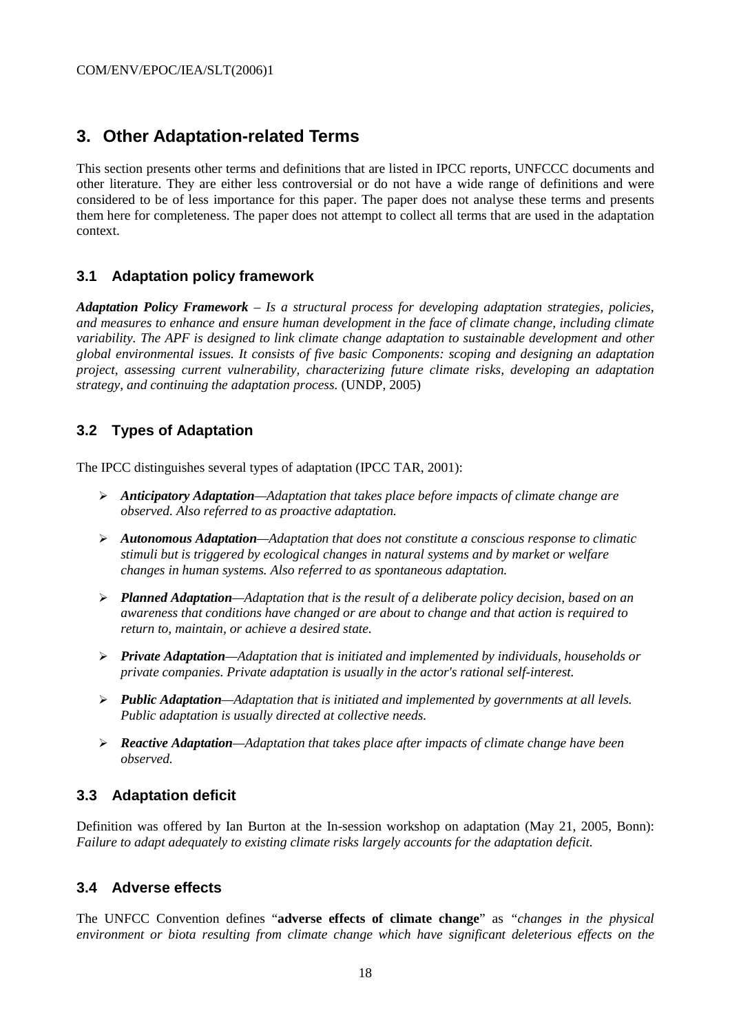## 3. Other Adaptation-related Terms

This section presents other terms and definitions that are listed in IPCC reports, UNFCCC documents and other literature. They are either less controversial or do not have a wide range of definitions and were considered to be of less importance for this paper. The paper does not analyse these terms and presents them here for completeness. The paper does not attempt to collect all terms that are used in the adaptation context.

### 3.1 Adaptation policy framework

***Adaptation Policy Framework*** *– Is a structural process for developing adaptation strategies, policies, and measures to enhance and ensure human development in the face of climate change, including climate variability. The APF is designed to link climate change adaptation to sustainable development and other global environmental issues. It consists of five basic Components: scoping and designing an adaptation project, assessing current vulnerability, characterizing future climate risks, developing an adaptation strategy, and continuing the adaptation process.* (UNDP, 2005)

### 3.2 Types of Adaptation

The IPCC distinguishes several types of adaptation (IPCC TAR, 2001):

- ***Anticipatory Adaptation****—Adaptation that takes place before impacts of climate change are observed. Also referred to as proactive adaptation.*
- ***Autonomous Adaptation****—Adaptation that does not constitute a conscious response to climatic stimuli but is triggered by ecological changes in natural systems and by market or welfare changes in human systems. Also referred to as spontaneous adaptation.*
- ***Planned Adaptation****—Adaptation that is the result of a deliberate policy decision, based on an awareness that conditions have changed or are about to change and that action is required to return to, maintain, or achieve a desired state.*
- ***Private Adaptation****—Adaptation that is initiated and implemented by individuals, households or private companies. Private adaptation is usually in the actor's rational self-interest.*
- ***Public Adaptation****—Adaptation that is initiated and implemented by governments at all levels. Public adaptation is usually directed at collective needs.*
- ***Reactive Adaptation****—Adaptation that takes place after impacts of climate change have been observed.*

### 3.3 Adaptation deficit

Definition was offered by Ian Burton at the In-session workshop on adaptation (May 21, 2005, Bonn): *Failure to adapt adequately to existing climate risks largely accounts for the adaptation deficit.*

### 3.4 Adverse effects

The UNFCC Convention defines "**adverse effects of climate change**" as "*changes in the physical environment or biota resulting from climate change which have significant deleterious effects on the*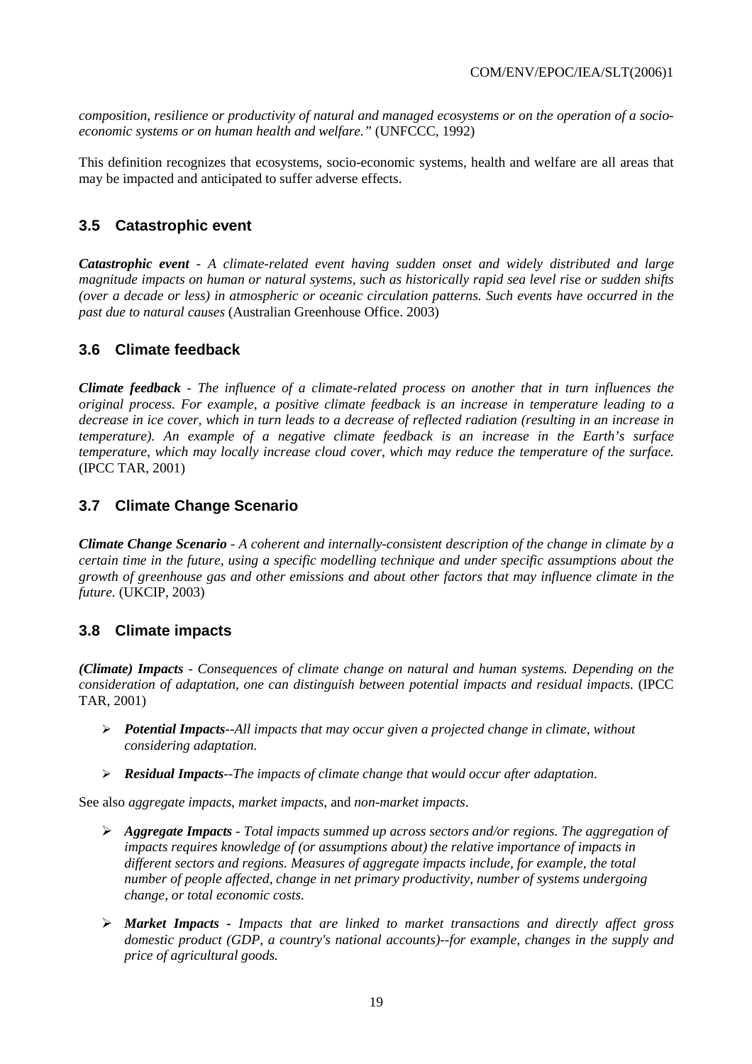*composition, resilience or productivity of natural and managed ecosystems or on the operation of a socio-economic systems or on human health and welfare."* (UNFCCC, 1992)

This definition recognizes that ecosystems, socio-economic systems, health and welfare are all areas that may be impacted and anticipated to suffer adverse effects.

## 3.5 Catastrophic event

***Catastrophic event*** *- A climate-related event having sudden onset and widely distributed and large magnitude impacts on human or natural systems, such as historically rapid sea level rise or sudden shifts (over a decade or less) in atmospheric or oceanic circulation patterns. Such events have occurred in the past due to natural causes* (Australian Greenhouse Office. 2003)

## 3.6 Climate feedback

***Climate feedback*** *- The influence of a climate-related process on another that in turn influences the original process. For example, a positive climate feedback is an increase in temperature leading to a decrease in ice cover, which in turn leads to a decrease of reflected radiation (resulting in an increase in temperature). An example of a negative climate feedback is an increase in the Earth's surface temperature, which may locally increase cloud cover, which may reduce the temperature of the surface.* (IPCC TAR, 2001)

## 3.7 Climate Change Scenario

***Climate Change Scenario*** *- A coherent and internally-consistent description of the change in climate by a certain time in the future, using a specific modelling technique and under specific assumptions about the growth of greenhouse gas and other emissions and about other factors that may influence climate in the future.* (UKCIP, 2003)

## 3.8 Climate impacts

***(Climate) Impacts*** *- Consequences of climate change on natural and human systems. Depending on the consideration of adaptation, one can distinguish between potential impacts and residual impacts.* (IPCC TAR, 2001)

- ***Potential Impacts****--All impacts that may occur given a projected change in climate, without considering adaptation.*
- ***Residual Impacts****--The impacts of climate change that would occur after adaptation.*

See also *aggregate impacts*, *market impacts*, and *non-market impacts*.

- ***Aggregate Impacts*** *- Total impacts summed up across sectors and/or regions. The aggregation of impacts requires knowledge of (or assumptions about) the relative importance of impacts in different sectors and regions. Measures of aggregate impacts include, for example, the total number of people affected, change in net primary productivity, number of systems undergoing change, or total economic costs.*
- ***Market Impacts -*** *Impacts that are linked to market transactions and directly affect gross domestic product (GDP, a country's national accounts)--for example, changes in the supply and price of agricultural goods.*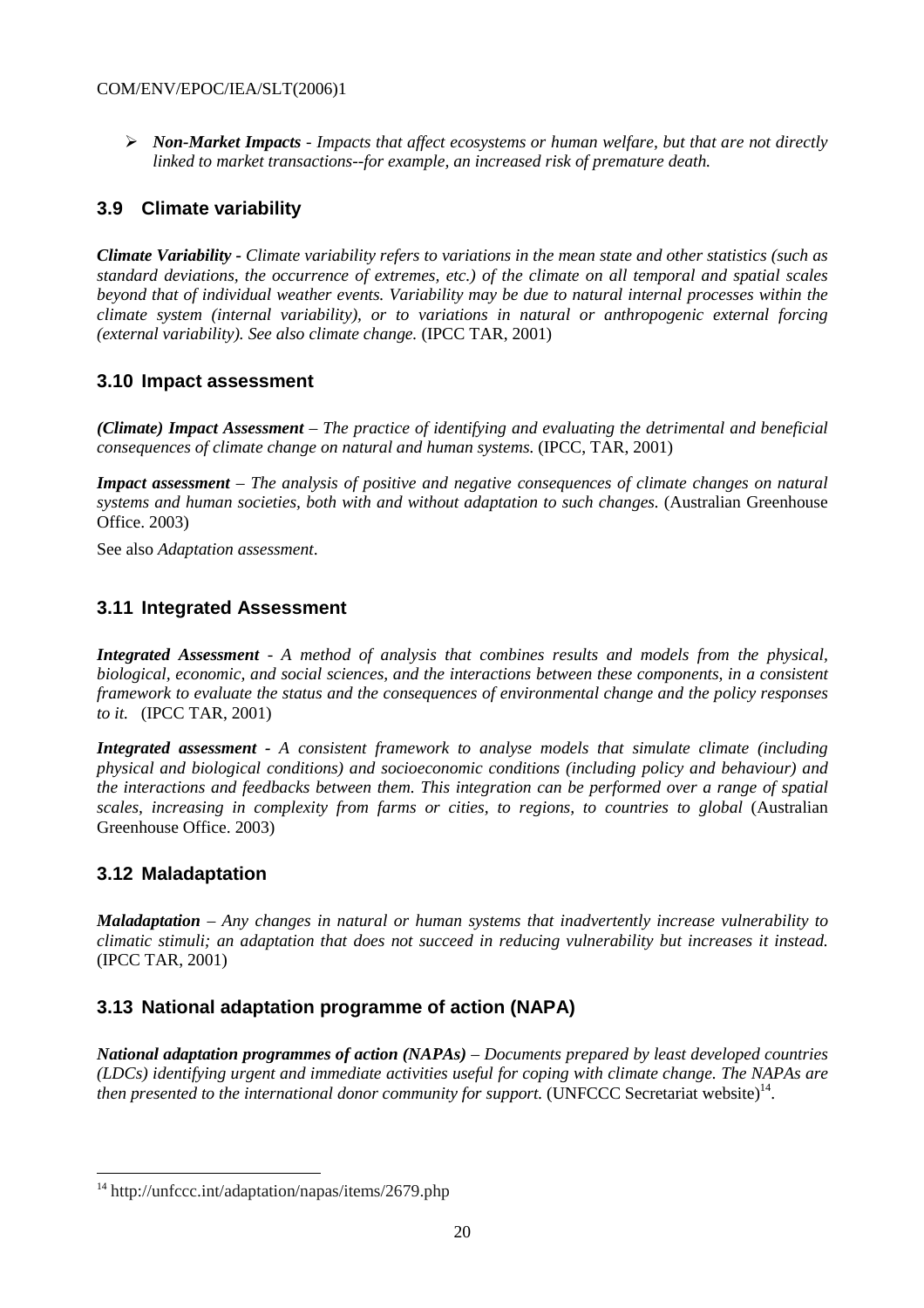- ***Non-Market Impacts*** *- Impacts that affect ecosystems or human welfare, but that are not directly linked to market transactions--for example, an increased risk of premature death.*

## 3.9 Climate variability

***Climate Variability*** *- Climate variability refers to variations in the mean state and other statistics (such as standard deviations, the occurrence of extremes, etc.) of the climate on all temporal and spatial scales beyond that of individual weather events. Variability may be due to natural internal processes within the climate system (internal variability), or to variations in natural or anthropogenic external forcing (external variability). See also climate change.* (IPCC TAR, 2001)

## 3.10 Impact assessment

***(Climate) Impact Assessment*** *– The practice of identifying and evaluating the detrimental and beneficial consequences of climate change on natural and human systems.* (IPCC, TAR, 2001)

***Impact assessment*** *– The analysis of positive and negative consequences of climate changes on natural systems and human societies, both with and without adaptation to such changes.* (Australian Greenhouse Office. 2003)

See also *Adaptation assessment*.

## 3.11 Integrated Assessment

***Integrated Assessment*** *- A method of analysis that combines results and models from the physical, biological, economic, and social sciences, and the interactions between these components, in a consistent framework to evaluate the status and the consequences of environmental change and the policy responses to it.* (IPCC TAR, 2001)

***Integrated assessment*** *- A consistent framework to analyse models that simulate climate (including physical and biological conditions) and socioeconomic conditions (including policy and behaviour) and the interactions and feedbacks between them. This integration can be performed over a range of spatial scales, increasing in complexity from farms or cities, to regions, to countries to global* (Australian Greenhouse Office. 2003)

## 3.12 Maladaptation

***Maladaptation*** *– Any changes in natural or human systems that inadvertently increase vulnerability to climatic stimuli; an adaptation that does not succeed in reducing vulnerability but increases it instead.* (IPCC TAR, 2001)

## 3.13 National adaptation programme of action (NAPA)

***National adaptation programmes of action (NAPAs)*** *– Documents prepared by least developed countries (LDCs) identifying urgent and immediate activities useful for coping with climate change. The NAPAs are then presented to the international donor community for support.* (UNFCCC Secretariat website)[14].

---

[14] http://unfccc.int/adaptation/napas/items/2679.php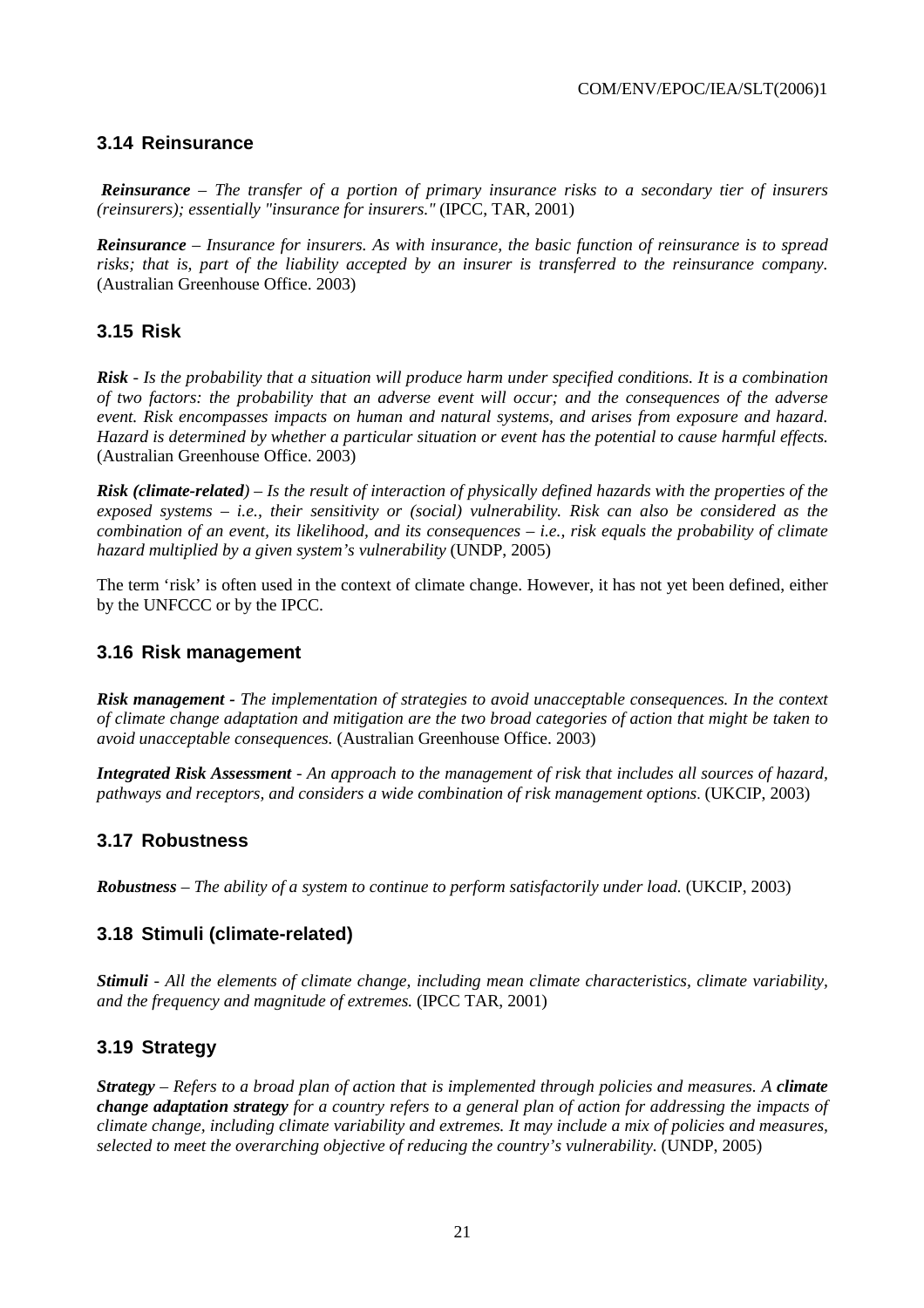### 3.14 Reinsurance

***Reinsurance*** *– The transfer of a portion of primary insurance risks to a secondary tier of insurers (reinsurers); essentially "insurance for insurers."* (IPCC, TAR, 2001)

***Reinsurance*** *– Insurance for insurers. As with insurance, the basic function of reinsurance is to spread risks; that is, part of the liability accepted by an insurer is transferred to the reinsurance company.* (Australian Greenhouse Office. 2003)

### 3.15 Risk

***Risk*** *- Is the probability that a situation will produce harm under specified conditions. It is a combination of two factors: the probability that an adverse event will occur; and the consequences of the adverse event. Risk encompasses impacts on human and natural systems, and arises from exposure and hazard. Hazard is determined by whether a particular situation or event has the potential to cause harmful effects.* (Australian Greenhouse Office. 2003)

***Risk (climate-related)*** *– Is the result of interaction of physically defined hazards with the properties of the exposed systems – i.e., their sensitivity or (social) vulnerability. Risk can also be considered as the combination of an event, its likelihood, and its consequences – i.e., risk equals the probability of climate hazard multiplied by a given system's vulnerability* (UNDP, 2005)

The term 'risk' is often used in the context of climate change. However, it has not yet been defined, either by the UNFCCC or by the IPCC.

### 3.16 Risk management

***Risk management*** *- The implementation of strategies to avoid unacceptable consequences. In the context of climate change adaptation and mitigation are the two broad categories of action that might be taken to avoid unacceptable consequences.* (Australian Greenhouse Office. 2003)

***Integrated Risk Assessment*** *- An approach to the management of risk that includes all sources of hazard, pathways and receptors, and considers a wide combination of risk management options*. (UKCIP, 2003)

### 3.17 Robustness

***Robustness*** *– The ability of a system to continue to perform satisfactorily under load.* (UKCIP, 2003)

### 3.18 Stimuli (climate-related)

***Stimuli*** *- All the elements of climate change, including mean climate characteristics, climate variability, and the frequency and magnitude of extremes.* (IPCC TAR, 2001)

### 3.19 Strategy

***Strategy*** *– Refers to a broad plan of action that is implemented through policies and measures. A **climate change adaptation strategy** for a country refers to a general plan of action for addressing the impacts of climate change, including climate variability and extremes. It may include a mix of policies and measures, selected to meet the overarching objective of reducing the country's vulnerability.* (UNDP, 2005)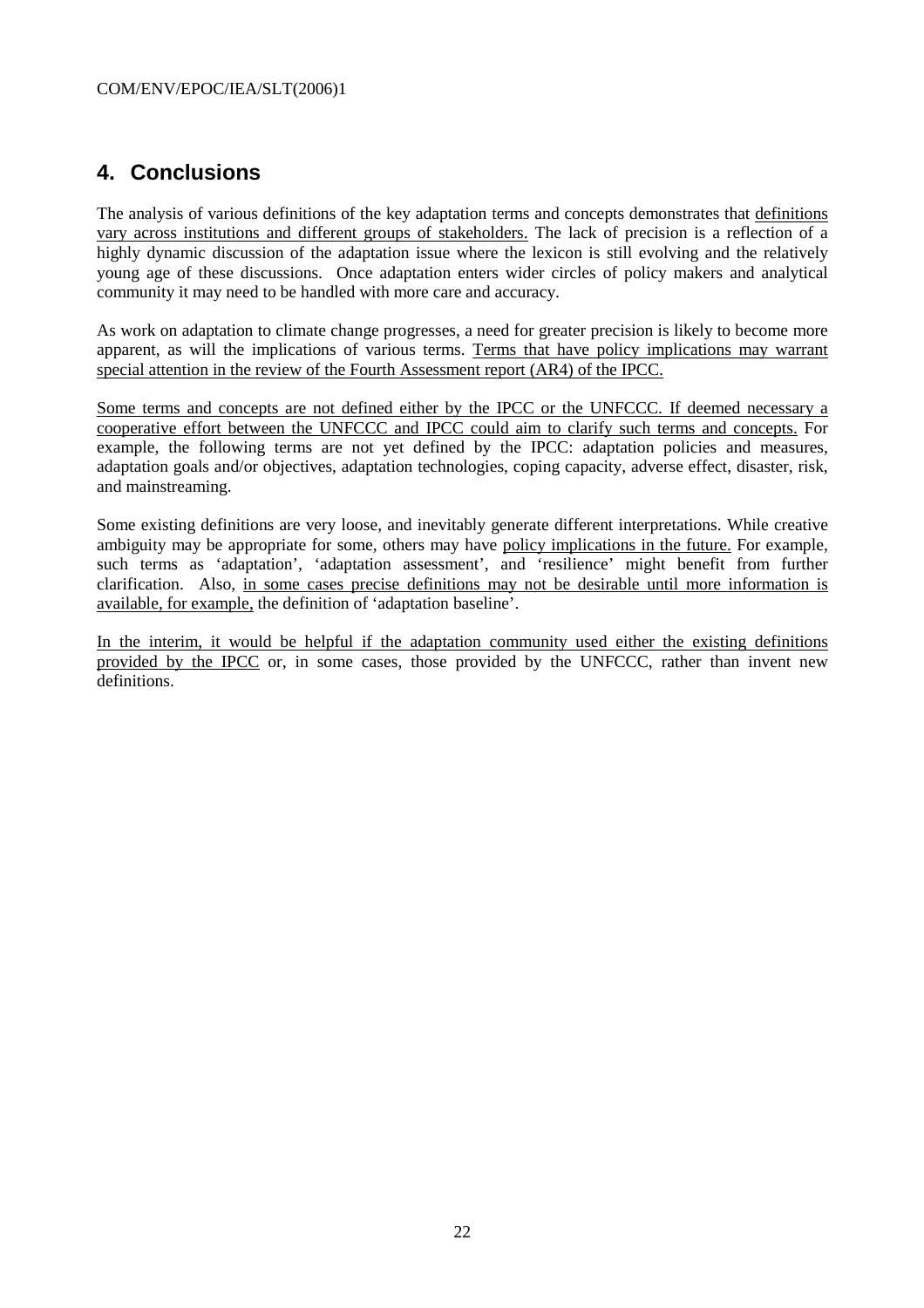## 4. Conclusions

The analysis of various definitions of the key adaptation terms and concepts demonstrates that definitions vary across institutions and different groups of stakeholders. The lack of precision is a reflection of a highly dynamic discussion of the adaptation issue where the lexicon is still evolving and the relatively young age of these discussions. Once adaptation enters wider circles of policy makers and analytical community it may need to be handled with more care and accuracy.

As work on adaptation to climate change progresses, a need for greater precision is likely to become more apparent, as will the implications of various terms. Terms that have policy implications may warrant special attention in the review of the Fourth Assessment report (AR4) of the IPCC.

Some terms and concepts are not defined either by the IPCC or the UNFCCC. If deemed necessary a cooperative effort between the UNFCCC and IPCC could aim to clarify such terms and concepts. For example, the following terms are not yet defined by the IPCC: adaptation policies and measures, adaptation goals and/or objectives, adaptation technologies, coping capacity, adverse effect, disaster, risk, and mainstreaming.

Some existing definitions are very loose, and inevitably generate different interpretations. While creative ambiguity may be appropriate for some, others may have policy implications in the future. For example, such terms as 'adaptation', 'adaptation assessment', and 'resilience' might benefit from further clarification. Also, in some cases precise definitions may not be desirable until more information is available, for example, the definition of 'adaptation baseline'.

In the interim, it would be helpful if the adaptation community used either the existing definitions provided by the IPCC or, in some cases, those provided by the UNFCCC, rather than invent new definitions.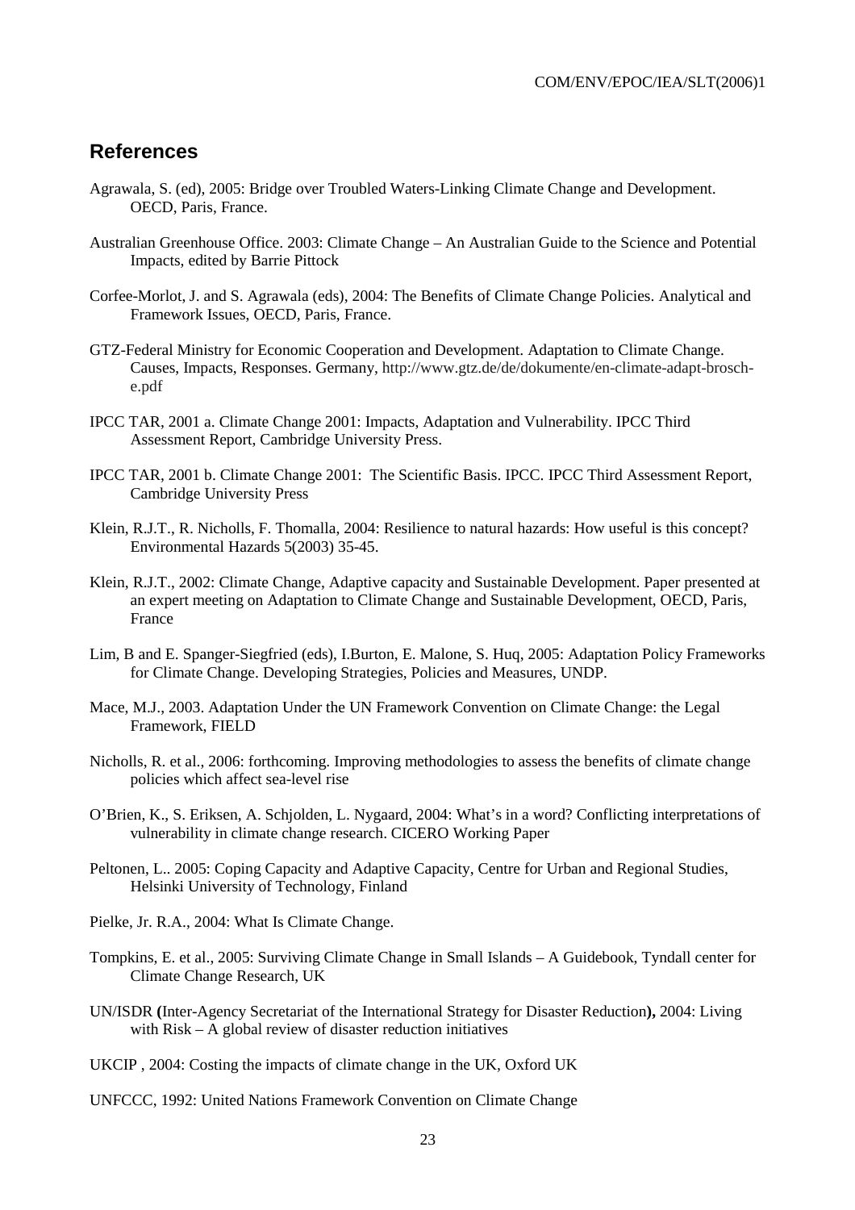## References

Agrawala, S. (ed), 2005: Bridge over Troubled Waters-Linking Climate Change and Development. OECD, Paris, France.

Australian Greenhouse Office. 2003: Climate Change – An Australian Guide to the Science and Potential Impacts, edited by Barrie Pittock

Corfee-Morlot, J. and S. Agrawala (eds), 2004: The Benefits of Climate Change Policies. Analytical and Framework Issues, OECD, Paris, France.

GTZ-Federal Ministry for Economic Cooperation and Development. Adaptation to Climate Change. Causes, Impacts, Responses. Germany, http://www.gtz.de/de/dokumente/en-climate-adapt-brosch-e.pdf

IPCC TAR, 2001 a. Climate Change 2001: Impacts, Adaptation and Vulnerability. IPCC Third Assessment Report, Cambridge University Press.

IPCC TAR, 2001 b. Climate Change 2001: The Scientific Basis. IPCC. IPCC Third Assessment Report, Cambridge University Press

Klein, R.J.T., R. Nicholls, F. Thomalla, 2004: Resilience to natural hazards: How useful is this concept? Environmental Hazards 5(2003) 35-45.

Klein, R.J.T., 2002: Climate Change, Adaptive capacity and Sustainable Development. Paper presented at an expert meeting on Adaptation to Climate Change and Sustainable Development, OECD, Paris, France

Lim, B and E. Spanger-Siegfried (eds), I.Burton, E. Malone, S. Huq, 2005: Adaptation Policy Frameworks for Climate Change. Developing Strategies, Policies and Measures, UNDP.

Mace, M.J., 2003. Adaptation Under the UN Framework Convention on Climate Change: the Legal Framework, FIELD

Nicholls, R. et al., 2006: forthcoming. Improving methodologies to assess the benefits of climate change policies which affect sea-level rise

O'Brien, K., S. Eriksen, A. Schjolden, L. Nygaard, 2004: What's in a word? Conflicting interpretations of vulnerability in climate change research. CICERO Working Paper

Peltonen, L.. 2005: Coping Capacity and Adaptive Capacity, Centre for Urban and Regional Studies, Helsinki University of Technology, Finland

Pielke, Jr. R.A., 2004: What Is Climate Change.

Tompkins, E. et al., 2005: Surviving Climate Change in Small Islands – A Guidebook, Tyndall center for Climate Change Research, UK

UN/ISDR **(**Inter-Agency Secretariat of the International Strategy for Disaster Reduction**),** 2004: Living with Risk – A global review of disaster reduction initiatives

UKCIP , 2004: Costing the impacts of climate change in the UK, Oxford UK

UNFCCC, 1992: United Nations Framework Convention on Climate Change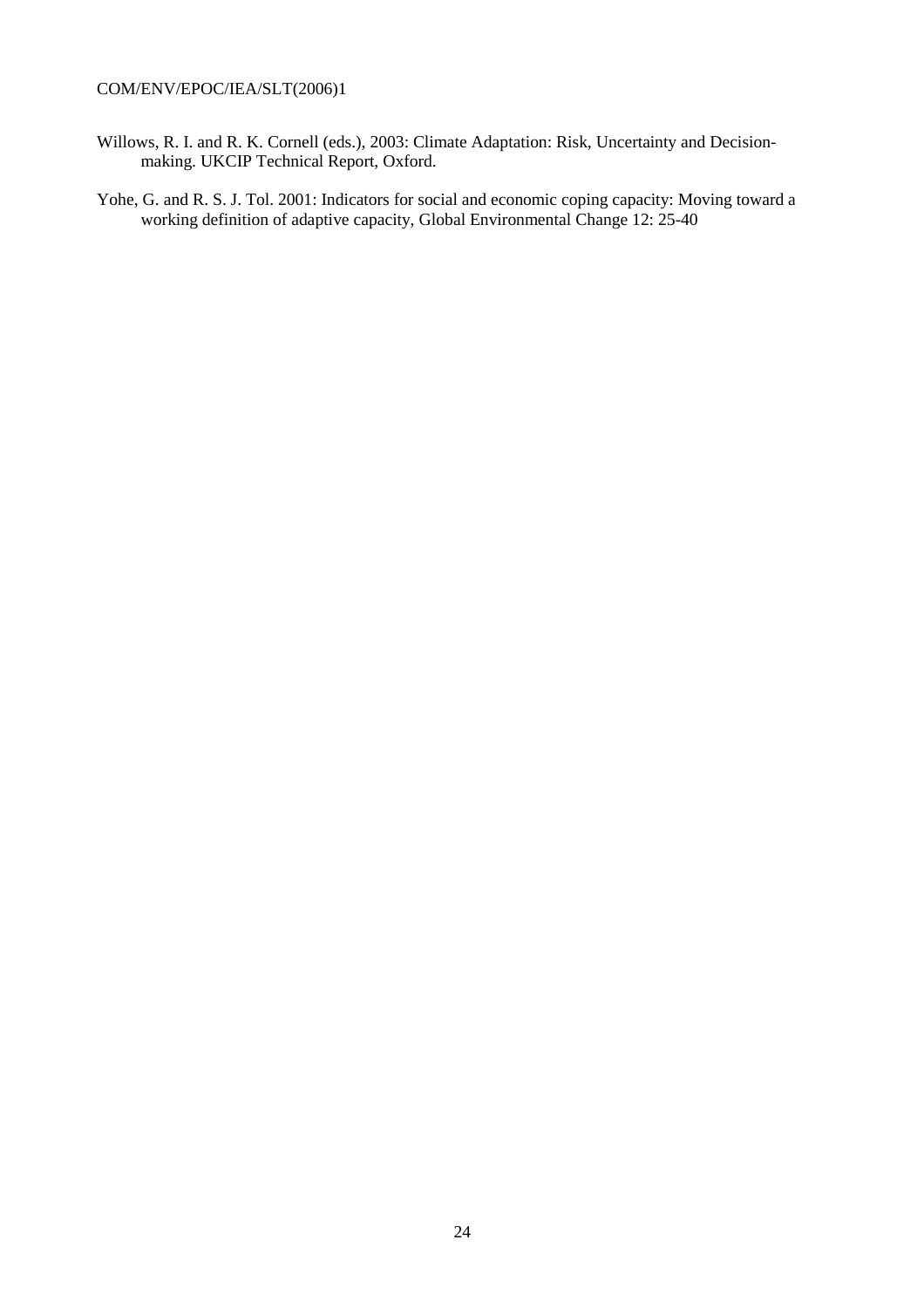Willows, R. I. and R. K. Cornell (eds.), 2003: Climate Adaptation: Risk, Uncertainty and Decision-making. UKCIP Technical Report, Oxford.

Yohe, G. and R. S. J. Tol. 2001: Indicators for social and economic coping capacity: Moving toward a working definition of adaptive capacity, Global Environmental Change 12: 25-40